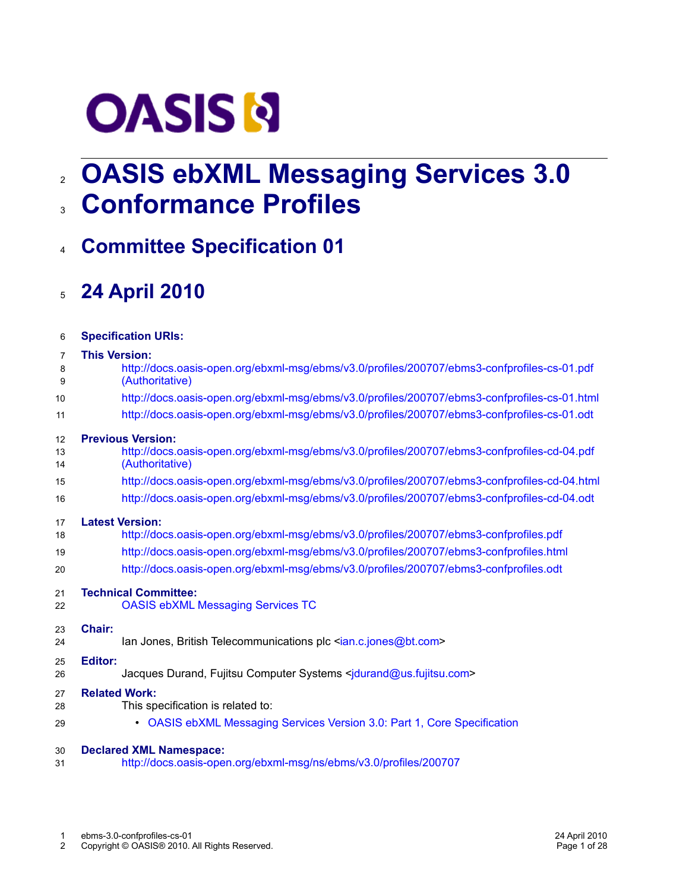# OASIS ebXML Messaging Services 3.0 Conformance Profiles

## Committee Specification 01

## 24 April 2010

**Specification URIs:**

**This Version:**

http://docs.oasis-open.org/ebxml-msg/ebms/v3.0/profiles/200707/ebms3-confprofiles-cs-01.pdf (Authoritative)

http://docs.oasis-open.org/ebxml-msg/ebms/v3.0/profiles/200707/ebms3-confprofiles-cs-01.html

http://docs.oasis-open.org/ebxml-msg/ebms/v3.0/profiles/200707/ebms3-confprofiles-cs-01.odt

**Previous Version:**

http://docs.oasis-open.org/ebxml-msg/ebms/v3.0/profiles/200707/ebms3-confprofiles-cd-04.pdf (Authoritative)

http://docs.oasis-open.org/ebxml-msg/ebms/v3.0/profiles/200707/ebms3-confprofiles-cd-04.html

http://docs.oasis-open.org/ebxml-msg/ebms/v3.0/profiles/200707/ebms3-confprofiles-cd-04.odt

**Latest Version:**

http://docs.oasis-open.org/ebxml-msg/ebms/v3.0/profiles/200707/ebms3-confprofiles.pdf

http://docs.oasis-open.org/ebxml-msg/ebms/v3.0/profiles/200707/ebms3-confprofiles.html

http://docs.oasis-open.org/ebxml-msg/ebms/v3.0/profiles/200707/ebms3-confprofiles.odt

**Technical Committee:**

OASIS ebXML Messaging Services TC

**Chair:**

Ian Jones, British Telecommunications plc <ian.c.jones@bt.com>

**Editor:**

Jacques Durand, Fujitsu Computer Systems <jdurand@us.fujitsu.com>

**Related Work:**

This specification is related to:

- OASIS ebXML Messaging Services Version 3.0: Part 1, Core Specification

**Declared XML Namespace:**

http://docs.oasis-open.org/ebxml-msg/ns/ebms/v3.0/profiles/200707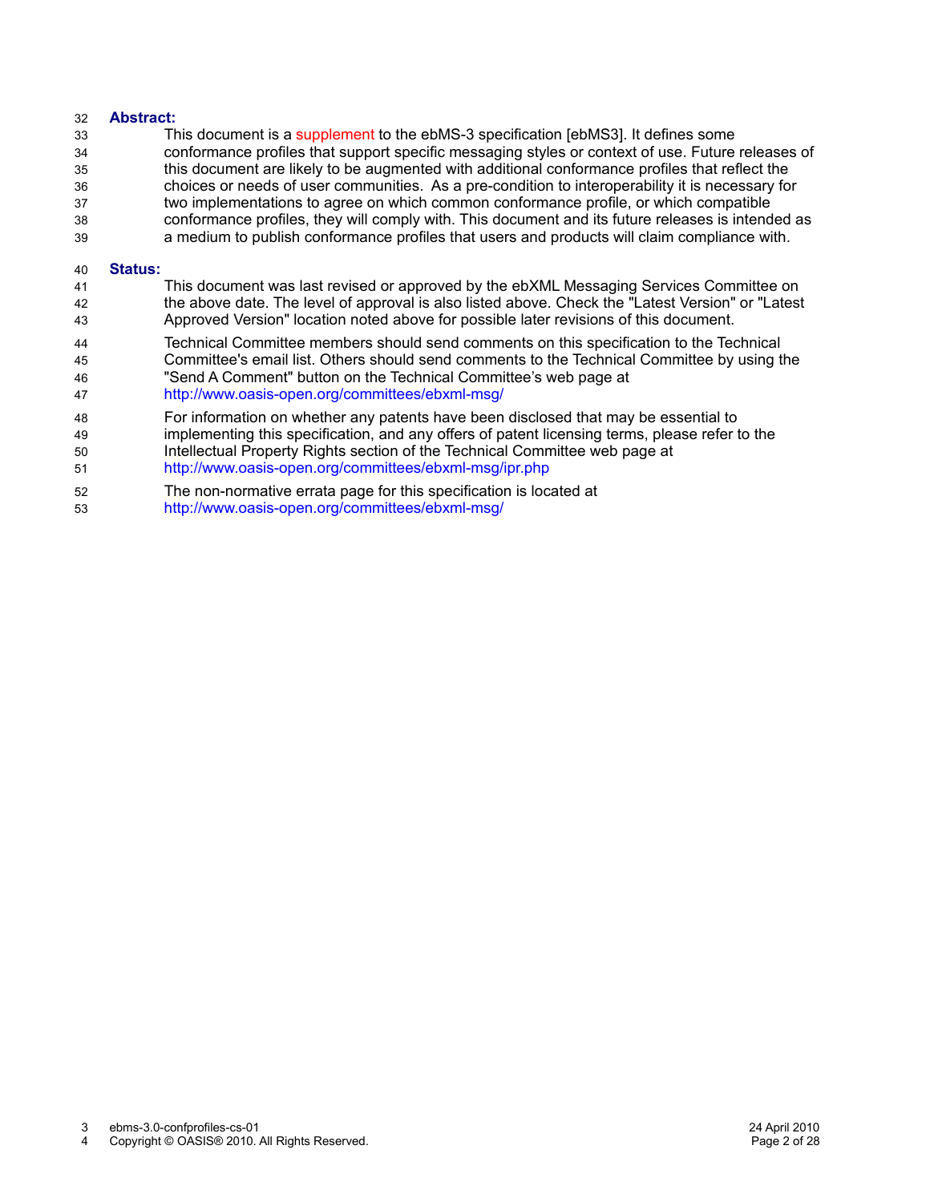**Abstract:**

This document is a supplement to the ebMS-3 specification [ebMS3]. It defines some conformance profiles that support specific messaging styles or context of use. Future releases of this document are likely to be augmented with additional conformance profiles that reflect the choices or needs of user communities. As a pre-condition to interoperability it is necessary for two implementations to agree on which common conformance profile, or which compatible conformance profiles, they will comply with. This document and its future releases is intended as a medium to publish conformance profiles that users and products will claim compliance with.

**Status:**

This document was last revised or approved by the ebXML Messaging Services Committee on the above date. The level of approval is also listed above. Check the "Latest Version" or "Latest Approved Version" location noted above for possible later revisions of this document.

Technical Committee members should send comments on this specification to the Technical Committee's email list. Others should send comments to the Technical Committee by using the "Send A Comment" button on the Technical Committee's web page at http://www.oasis-open.org/committees/ebxml-msg/

For information on whether any patents have been disclosed that may be essential to implementing this specification, and any offers of patent licensing terms, please refer to the Intellectual Property Rights section of the Technical Committee web page at http://www.oasis-open.org/committees/ebxml-msg/ipr.php

The non-normative errata page for this specification is located at http://www.oasis-open.org/committees/ebxml-msg/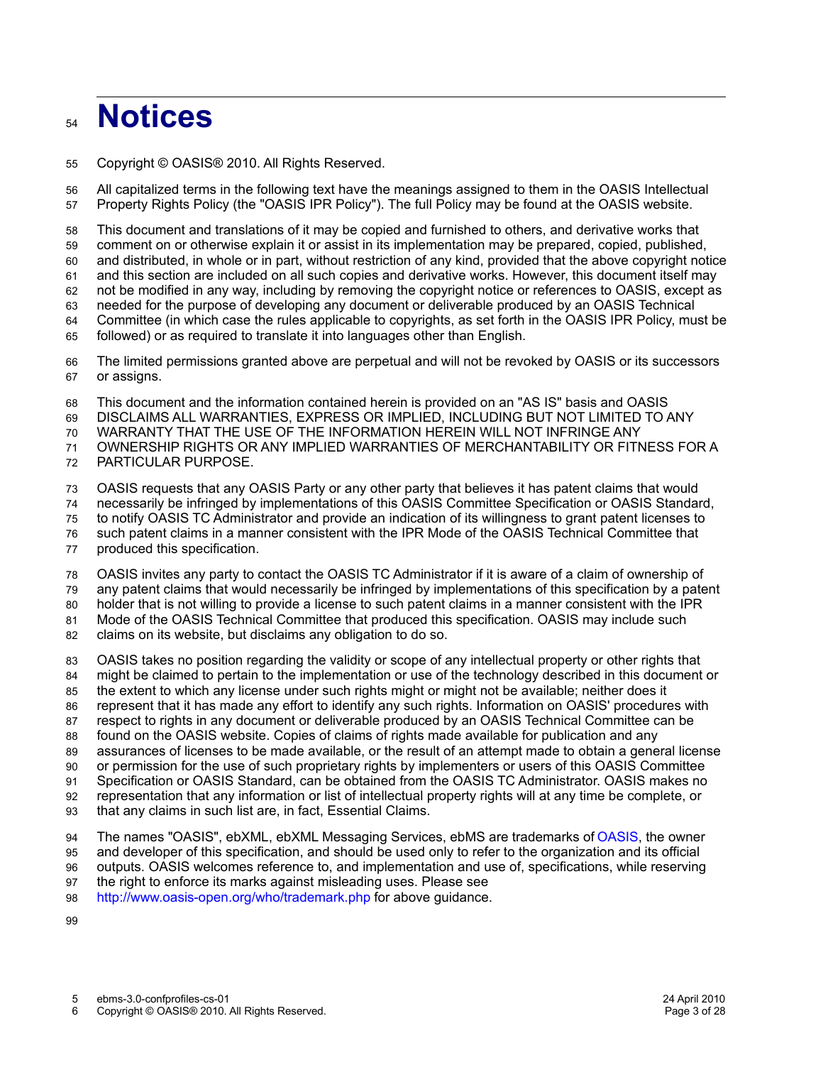# Notices

Copyright © OASIS® 2010. All Rights Reserved.

All capitalized terms in the following text have the meanings assigned to them in the OASIS Intellectual Property Rights Policy (the "OASIS IPR Policy"). The full Policy may be found at the OASIS website.

This document and translations of it may be copied and furnished to others, and derivative works that comment on or otherwise explain it or assist in its implementation may be prepared, copied, published, and distributed, in whole or in part, without restriction of any kind, provided that the above copyright notice and this section are included on all such copies and derivative works. However, this document itself may not be modified in any way, including by removing the copyright notice or references to OASIS, except as needed for the purpose of developing any document or deliverable produced by an OASIS Technical Committee (in which case the rules applicable to copyrights, as set forth in the OASIS IPR Policy, must be followed) or as required to translate it into languages other than English.

The limited permissions granted above are perpetual and will not be revoked by OASIS or its successors or assigns.

This document and the information contained herein is provided on an "AS IS" basis and OASIS DISCLAIMS ALL WARRANTIES, EXPRESS OR IMPLIED, INCLUDING BUT NOT LIMITED TO ANY WARRANTY THAT THE USE OF THE INFORMATION HEREIN WILL NOT INFRINGE ANY OWNERSHIP RIGHTS OR ANY IMPLIED WARRANTIES OF MERCHANTABILITY OR FITNESS FOR A PARTICULAR PURPOSE.

OASIS requests that any OASIS Party or any other party that believes it has patent claims that would necessarily be infringed by implementations of this OASIS Committee Specification or OASIS Standard, to notify OASIS TC Administrator and provide an indication of its willingness to grant patent licenses to such patent claims in a manner consistent with the IPR Mode of the OASIS Technical Committee that produced this specification.

OASIS invites any party to contact the OASIS TC Administrator if it is aware of a claim of ownership of any patent claims that would necessarily be infringed by implementations of this specification by a patent holder that is not willing to provide a license to such patent claims in a manner consistent with the IPR Mode of the OASIS Technical Committee that produced this specification. OASIS may include such claims on its website, but disclaims any obligation to do so.

OASIS takes no position regarding the validity or scope of any intellectual property or other rights that might be claimed to pertain to the implementation or use of the technology described in this document or the extent to which any license under such rights might or might not be available; neither does it represent that it has made any effort to identify any such rights. Information on OASIS' procedures with respect to rights in any document or deliverable produced by an OASIS Technical Committee can be found on the OASIS website. Copies of claims of rights made available for publication and any assurances of licenses to be made available, or the result of an attempt made to obtain a general license or permission for the use of such proprietary rights by implementers or users of this OASIS Committee Specification or OASIS Standard, can be obtained from the OASIS TC Administrator. OASIS makes no representation that any information or list of intellectual property rights will at any time be complete, or that any claims in such list are, in fact, Essential Claims.

The names "OASIS", ebXML, ebXML Messaging Services, ebMS are trademarks of OASIS, the owner and developer of this specification, and should be used only to refer to the organization and its official outputs. OASIS welcomes reference to, and implementation and use of, specifications, while reserving the right to enforce its marks against misleading uses. Please see http://www.oasis-open.org/who/trademark.php for above guidance.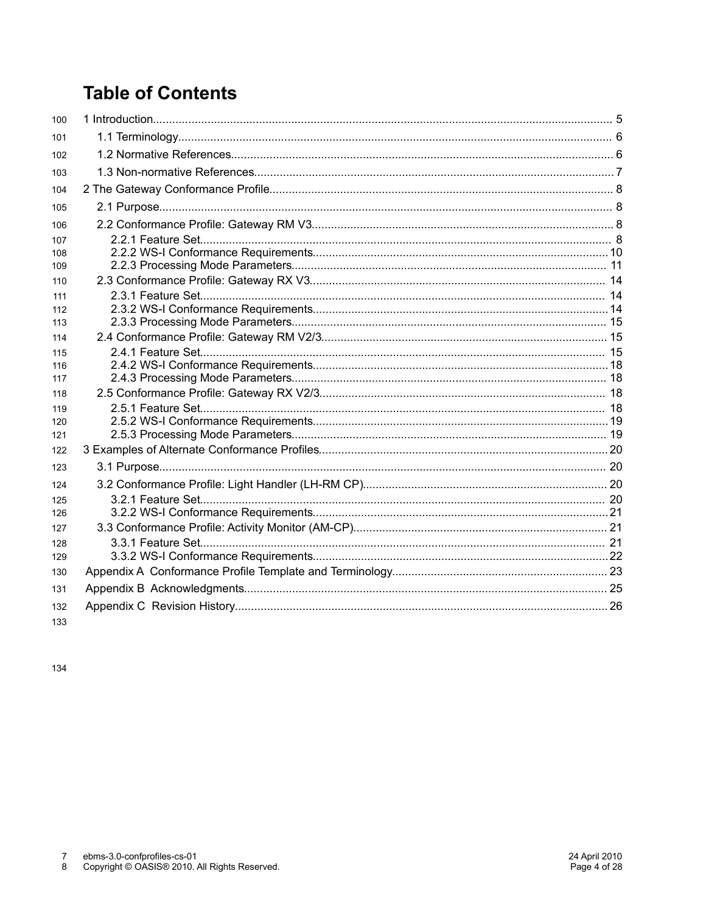# Table of Contents

1 Introduction..... 5
  1.1 Terminology..... 6
  1.2 Normative References..... 6
  1.3 Non-normative References..... 7
2 The Gateway Conformance Profile..... 8
  2.1 Purpose..... 8
  2.2 Conformance Profile: Gateway RM V3..... 8
    2.2.1 Feature Set..... 8
    2.2.2 WS-I Conformance Requirements..... 10
    2.2.3 Processing Mode Parameters..... 11
  2.3 Conformance Profile: Gateway RX V3..... 14
    2.3.1 Feature Set..... 14
    2.3.2 WS-I Conformance Requirements..... 14
    2.3.3 Processing Mode Parameters..... 15
  2.4 Conformance Profile: Gateway RM V2/3..... 15
    2.4.1 Feature Set..... 15
    2.4.2 WS-I Conformance Requirements..... 18
    2.4.3 Processing Mode Parameters..... 18
  2.5 Conformance Profile: Gateway RX V2/3..... 18
    2.5.1 Feature Set..... 18
    2.5.2 WS-I Conformance Requirements..... 19
    2.5.3 Processing Mode Parameters..... 19
3 Examples of Alternate Conformance Profiles..... 20
  3.1 Purpose..... 20
  3.2 Conformance Profile: Light Handler (LH-RM CP)..... 20
    3.2.1 Feature Set..... 20
    3.2.2 WS-I Conformance Requirements..... 21
  3.3 Conformance Profile: Activity Monitor (AM-CP)..... 21
    3.3.1 Feature Set..... 21
    3.3.2 WS-I Conformance Requirements..... 22
Appendix A Conformance Profile Template and Terminology..... 23
Appendix B Acknowledgments..... 25
Appendix C Revision History..... 26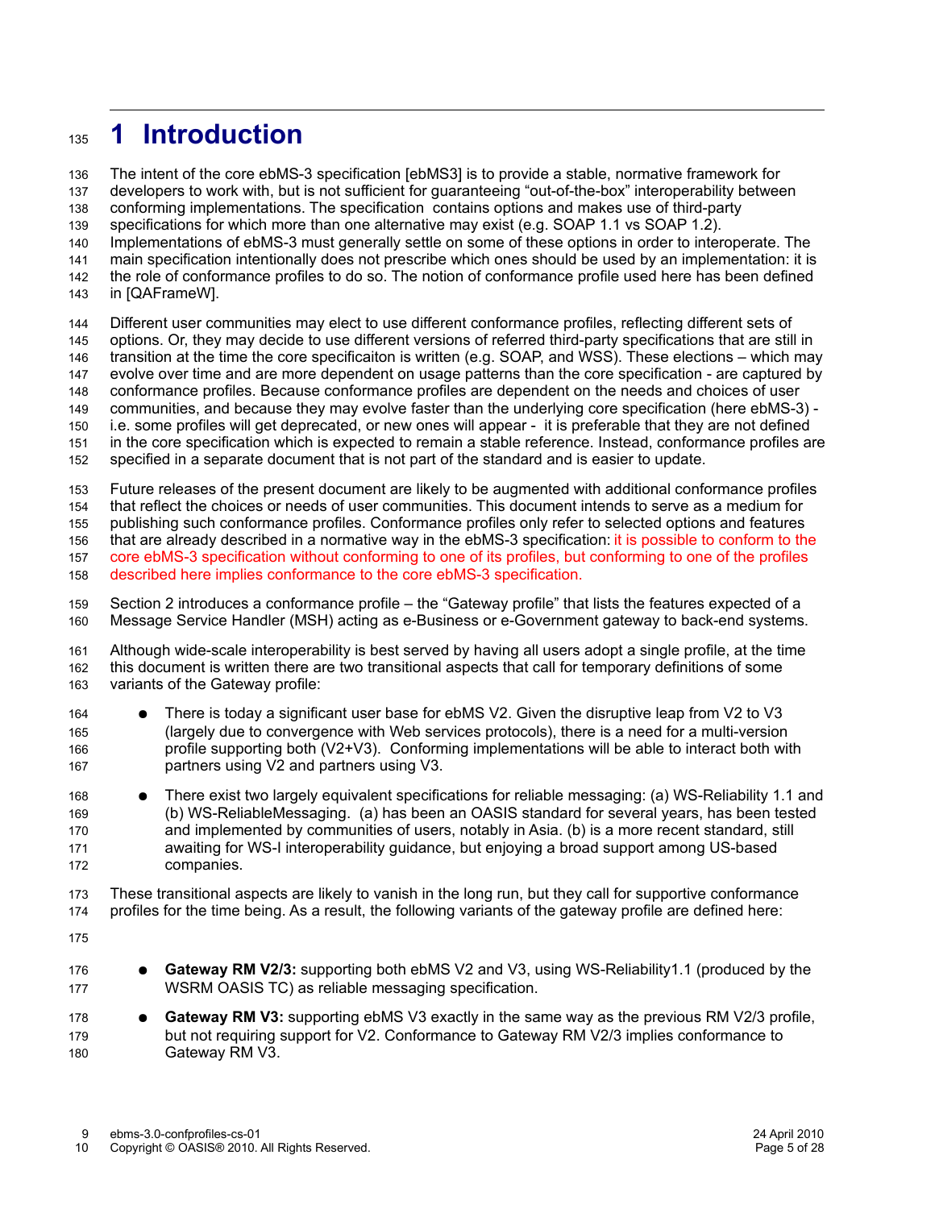# 1 Introduction

The intent of the core ebMS-3 specification [ebMS3] is to provide a stable, normative framework for developers to work with, but is not sufficient for guaranteeing "out-of-the-box" interoperability between conforming implementations. The specification contains options and makes use of third-party specifications for which more than one alternative may exist (e.g. SOAP 1.1 vs SOAP 1.2). Implementations of ebMS-3 must generally settle on some of these options in order to interoperate. The main specification intentionally does not prescribe which ones should be used by an implementation: it is the role of conformance profiles to do so. The notion of conformance profile used here has been defined in [QAFrameW].

Different user communities may elect to use different conformance profiles, reflecting different sets of options. Or, they may decide to use different versions of referred third-party specifications that are still in transition at the time the core specificaiton is written (e.g. SOAP, and WSS). These elections – which may evolve over time and are more dependent on usage patterns than the core specification - are captured by conformance profiles. Because conformance profiles are dependent on the needs and choices of user communities, and because they may evolve faster than the underlying core specification (here ebMS-3) - i.e. some profiles will get deprecated, or new ones will appear - it is preferable that they are not defined in the core specification which is expected to remain a stable reference. Instead, conformance profiles are specified in a separate document that is not part of the standard and is easier to update.

Future releases of the present document are likely to be augmented with additional conformance profiles that reflect the choices or needs of user communities. This document intends to serve as a medium for publishing such conformance profiles. Conformance profiles only refer to selected options and features that are already described in a normative way in the ebMS-3 specification: it is possible to conform to the core ebMS-3 specification without conforming to one of its profiles, but conforming to one of the profiles described here implies conformance to the core ebMS-3 specification.

Section 2 introduces a conformance profile – the "Gateway profile" that lists the features expected of a Message Service Handler (MSH) acting as e-Business or e-Government gateway to back-end systems.

Although wide-scale interoperability is best served by having all users adopt a single profile, at the time this document is written there are two transitional aspects that call for temporary definitions of some variants of the Gateway profile:

- There is today a significant user base for ebMS V2. Given the disruptive leap from V2 to V3 (largely due to convergence with Web services protocols), there is a need for a multi-version profile supporting both (V2+V3). Conforming implementations will be able to interact both with partners using V2 and partners using V3.
- There exist two largely equivalent specifications for reliable messaging: (a) WS-Reliability 1.1 and (b) WS-ReliableMessaging. (a) has been an OASIS standard for several years, has been tested and implemented by communities of users, notably in Asia. (b) is a more recent standard, still awaiting for WS-I interoperability guidance, but enjoying a broad support among US-based companies.

These transitional aspects are likely to vanish in the long run, but they call for supportive conformance profiles for the time being. As a result, the following variants of the gateway profile are defined here:

- **Gateway RM V2/3:** supporting both ebMS V2 and V3, using WS-Reliability1.1 (produced by the WSRM OASIS TC) as reliable messaging specification.
- **Gateway RM V3:** supporting ebMS V3 exactly in the same way as the previous RM V2/3 profile, but not requiring support for V2. Conformance to Gateway RM V2/3 implies conformance to Gateway RM V3.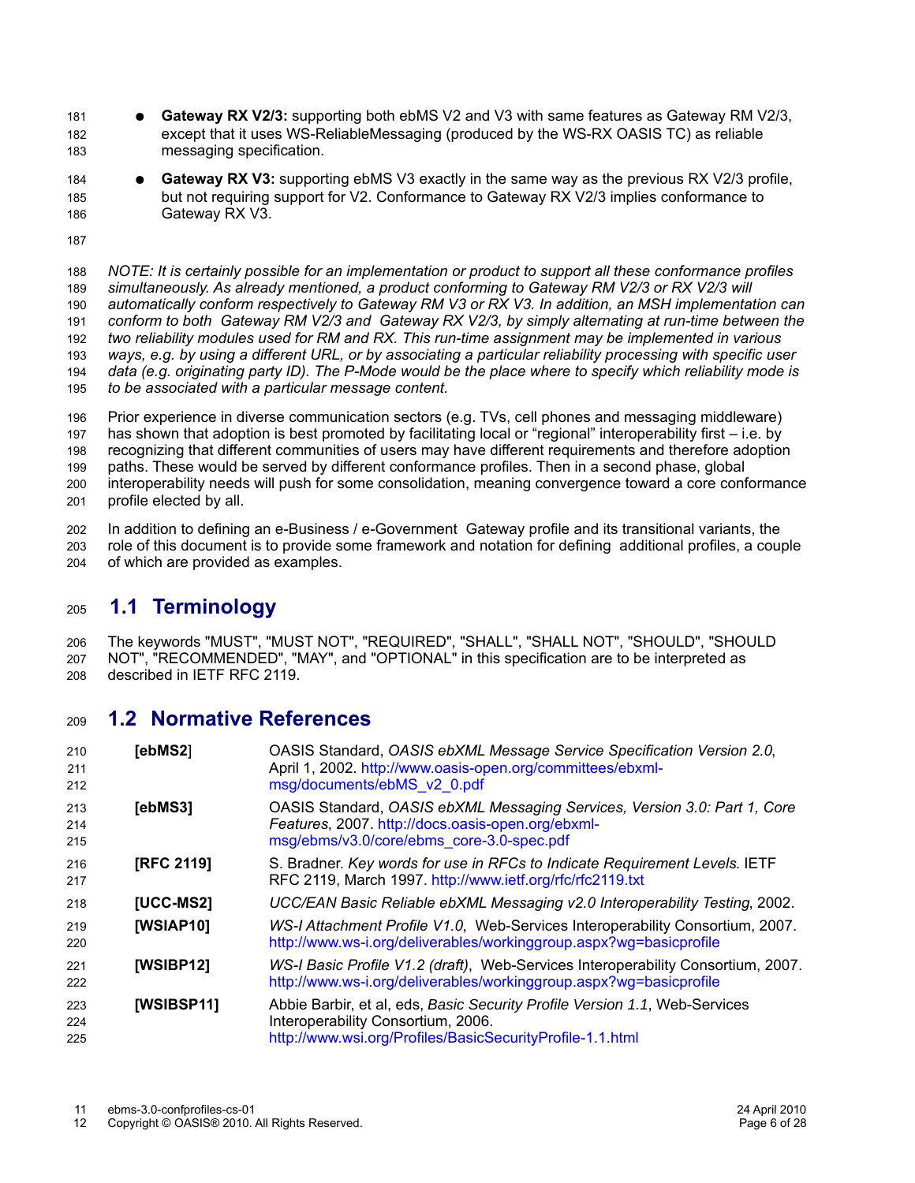- **Gateway RX V2/3:** supporting both ebMS V2 and V3 with same features as Gateway RM V2/3, except that it uses WS-ReliableMessaging (produced by the WS-RX OASIS TC) as reliable messaging specification.
- **Gateway RX V3:** supporting ebMS V3 exactly in the same way as the previous RX V2/3 profile, but not requiring support for V2. Conformance to Gateway RX V2/3 implies conformance to Gateway RX V3.

*NOTE: It is certainly possible for an implementation or product to support all these conformance profiles simultaneously. As already mentioned, a product conforming to Gateway RM V2/3 or RX V2/3 will automatically conform respectively to Gateway RM V3 or RX V3. In addition, an MSH implementation can conform to both Gateway RM V2/3 and Gateway RX V2/3, by simply alternating at run-time between the two reliability modules used for RM and RX. This run-time assignment may be implemented in various ways, e.g. by using a different URL, or by associating a particular reliability processing with specific user data (e.g. originating party ID). The P-Mode would be the place where to specify which reliability mode is to be associated with a particular message content.*

Prior experience in diverse communication sectors (e.g. TVs, cell phones and messaging middleware) has shown that adoption is best promoted by facilitating local or "regional" interoperability first – i.e. by recognizing that different communities of users may have different requirements and therefore adoption paths. These would be served by different conformance profiles. Then in a second phase, global interoperability needs will push for some consolidation, meaning convergence toward a core conformance profile elected by all.

In addition to defining an e-Business / e-Government Gateway profile and its transitional variants, the role of this document is to provide some framework and notation for defining additional profiles, a couple of which are provided as examples.

## 1.1 Terminology

The keywords "MUST", "MUST NOT", "REQUIRED", "SHALL", "SHALL NOT", "SHOULD", "SHOULD NOT", "RECOMMENDED", "MAY", and "OPTIONAL" in this specification are to be interpreted as described in IETF RFC 2119.

## 1.2 Normative References

**[ebMS2]** OASIS Standard, *OASIS ebXML Message Service Specification Version 2.0*, April 1, 2002. http://www.oasis-open.org/committees/ebxml-msg/documents/ebMS_v2_0.pdf

**[ebMS3]** OASIS Standard, *OASIS ebXML Messaging Services, Version 3.0: Part 1, Core Features*, 2007. http://docs.oasis-open.org/ebxml-msg/ebms/v3.0/core/ebms_core-3.0-spec.pdf

**[RFC 2119]** S. Bradner. *Key words for use in RFCs to Indicate Requirement Levels.* IETF RFC 2119, March 1997. http://www.ietf.org/rfc/rfc2119.txt

**[UCC-MS2]** *UCC/EAN Basic Reliable ebXML Messaging v2.0 Interoperability Testing*, 2002.

**[WSIAP10]** *WS-I Attachment Profile V1.0*, Web-Services Interoperability Consortium, 2007. http://www.ws-i.org/deliverables/workinggroup.aspx?wg=basicprofile

**[WSIBP12]** *WS-I Basic Profile V1.2 (draft)*, Web-Services Interoperability Consortium, 2007. http://www.ws-i.org/deliverables/workinggroup.aspx?wg=basicprofile

**[WSIBSP11]** Abbie Barbir, et al, eds, *Basic Security Profile Version 1.1*, Web-Services Interoperability Consortium, 2006. http://www.wsi.org/Profiles/BasicSecurityProfile-1.1.html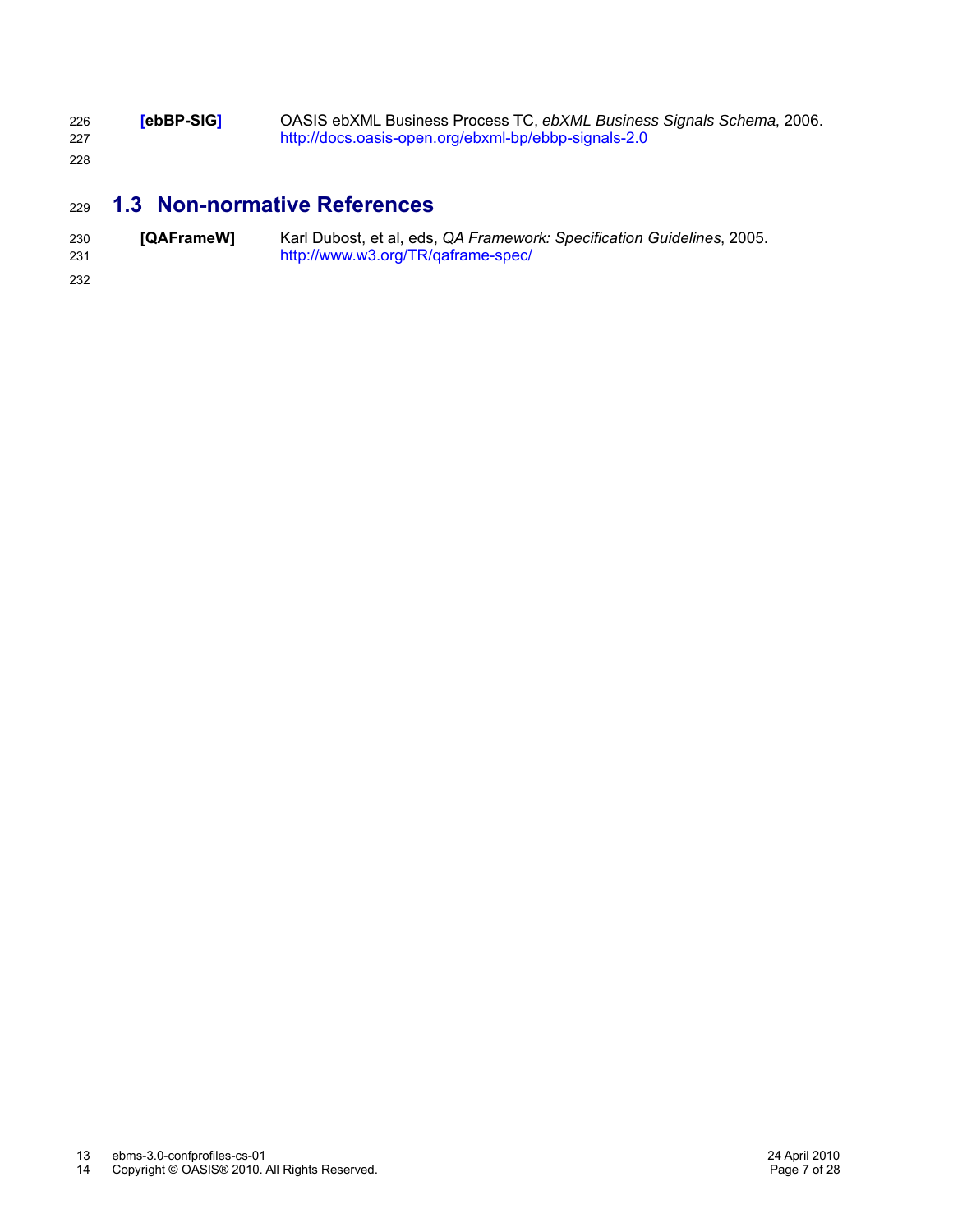**[ebBP-SIG]** OASIS ebXML Business Process TC, *ebXML Business Signals Schema*, 2006. http://docs.oasis-open.org/ebxml-bp/ebbp-signals-2.0

## 1.3 Non-normative References

**[QAFrameW]** Karl Dubost, et al, eds, *QA Framework: Specification Guidelines*, 2005. http://www.w3.org/TR/qaframe-spec/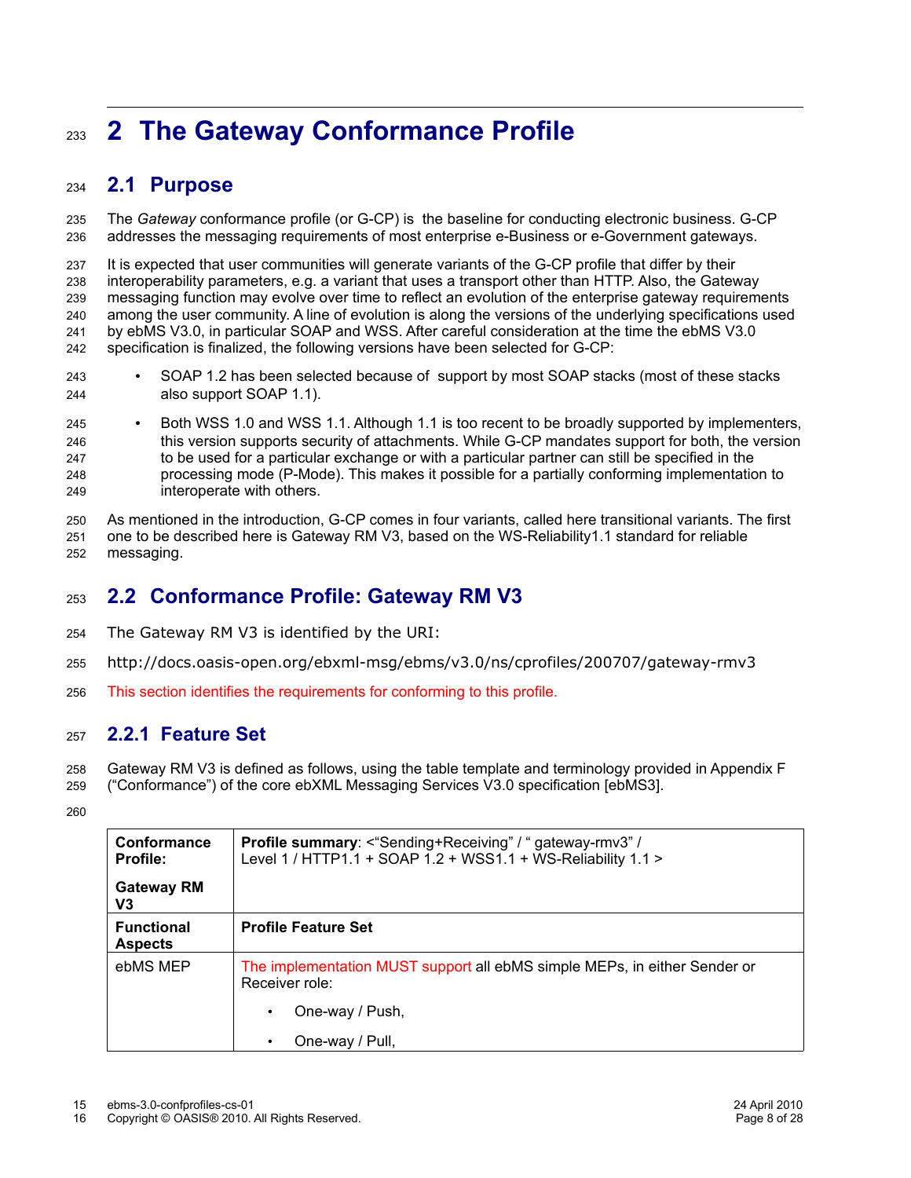# 2 The Gateway Conformance Profile

## 2.1 Purpose

The *Gateway* conformance profile (or G-CP) is the baseline for conducting electronic business. G-CP addresses the messaging requirements of most enterprise e-Business or e-Government gateways.

It is expected that user communities will generate variants of the G-CP profile that differ by their interoperability parameters, e.g. a variant that uses a transport other than HTTP. Also, the Gateway messaging function may evolve over time to reflect an evolution of the enterprise gateway requirements among the user community. A line of evolution is along the versions of the underlying specifications used by ebMS V3.0, in particular SOAP and WSS. After careful consideration at the time the ebMS V3.0 specification is finalized, the following versions have been selected for G-CP:

- SOAP 1.2 has been selected because of support by most SOAP stacks (most of these stacks also support SOAP 1.1).
- Both WSS 1.0 and WSS 1.1. Although 1.1 is too recent to be broadly supported by implementers, this version supports security of attachments. While G-CP mandates support for both, the version to be used for a particular exchange or with a particular partner can still be specified in the processing mode (P-Mode). This makes it possible for a partially conforming implementation to interoperate with others.

As mentioned in the introduction, G-CP comes in four variants, called here transitional variants. The first one to be described here is Gateway RM V3, based on the WS-Reliability1.1 standard for reliable messaging.

## 2.2 Conformance Profile: Gateway RM V3

The Gateway RM V3 is identified by the URI:

http://docs.oasis-open.org/ebxml-msg/ebms/v3.0/ns/cprofiles/200707/gateway-rmv3

This section identifies the requirements for conforming to this profile.

### 2.2.1 Feature Set

Gateway RM V3 is defined as follows, using the table template and terminology provided in Appendix F ("Conformance") of the core ebXML Messaging Services V3.0 specification [ebMS3].

| **Conformance Profile:**<br><br>**Gateway RM V3** | **Profile summary**: <"Sending+Receiving" / " gateway-rmv3" / Level 1 / HTTP1.1 + SOAP 1.2 + WSS1.1 + WS-Reliability 1.1 > |
|---|---|
| **Functional Aspects** | **Profile Feature Set** |
| ebMS MEP | The implementation MUST support all ebMS simple MEPs, in either Sender or Receiver role:<br><br>• One-way / Push,<br><br>• One-way / Pull, |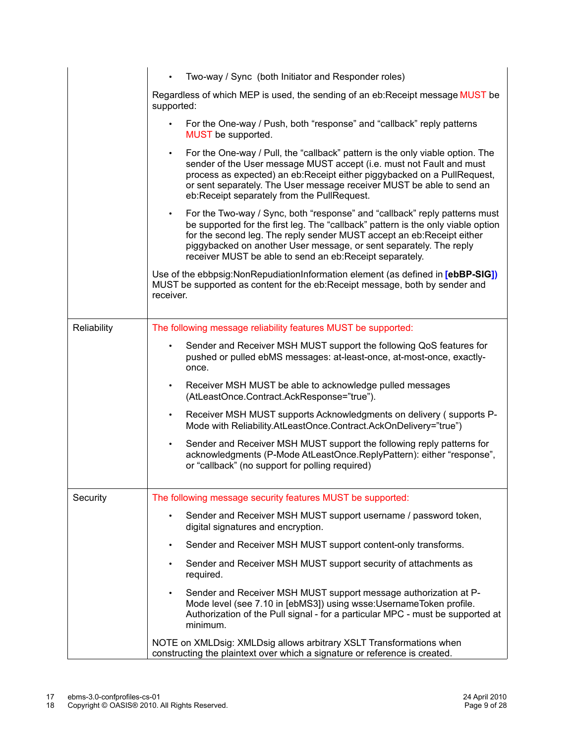| | |
|---|---|
| | • Two-way / Sync (both Initiator and Responder roles)<br><br>Regardless of which MEP is used, the sending of an eb:Receipt message MUST be supported:<br><br>• For the One-way / Push, both "response" and "callback" reply patterns MUST be supported.<br><br>• For the One-way / Pull, the "callback" pattern is the only viable option. The sender of the User message MUST accept (i.e. must not Fault and must process as expected) an eb:Receipt either piggybacked on a PullRequest, or sent separately. The User message receiver MUST be able to send an eb:Receipt separately from the PullRequest.<br><br>• For the Two-way / Sync, both "response" and "callback" reply patterns must be supported for the first leg. The "callback" pattern is the only viable option for the second leg. The reply sender MUST accept an eb:Receipt either piggybacked on another User message, or sent separately. The reply receiver MUST be able to send an eb:Receipt separately.<br><br>Use of the ebbpsig:NonRepudiationInformation element (as defined in **[ebBP-SIG]**) MUST be supported as content for the eb:Receipt message, both by sender and receiver. |
| Reliability | The following message reliability features MUST be supported:<br><br>• Sender and Receiver MSH MUST support the following QoS features for pushed or pulled ebMS messages: at-least-once, at-most-once, exactly-once.<br><br>• Receiver MSH MUST be able to acknowledge pulled messages (AtLeastOnce.Contract.AckResponse="true").<br><br>• Receiver MSH MUST supports Acknowledgments on delivery ( supports P-Mode with Reliability.AtLeastOnce.Contract.AckOnDelivery="true")<br><br>• Sender and Receiver MSH MUST support the following reply patterns for acknowledgments (P-Mode AtLeastOnce.ReplyPattern): either "response", or "callback" (no support for polling required) |
| Security | The following message security features MUST be supported:<br><br>• Sender and Receiver MSH MUST support username / password token, digital signatures and encryption.<br><br>• Sender and Receiver MSH MUST support content-only transforms.<br><br>• Sender and Receiver MSH MUST support security of attachments as required.<br><br>• Sender and Receiver MSH MUST support message authorization at P-Mode level (see 7.10 in [ebMS3]) using wsse:UsernameToken profile. Authorization of the Pull signal - for a particular MPC - must be supported at minimum.<br><br>NOTE on XMLDsig: XMLDsig allows arbitrary XSLT Transformations when constructing the plaintext over which a signature or reference is created. |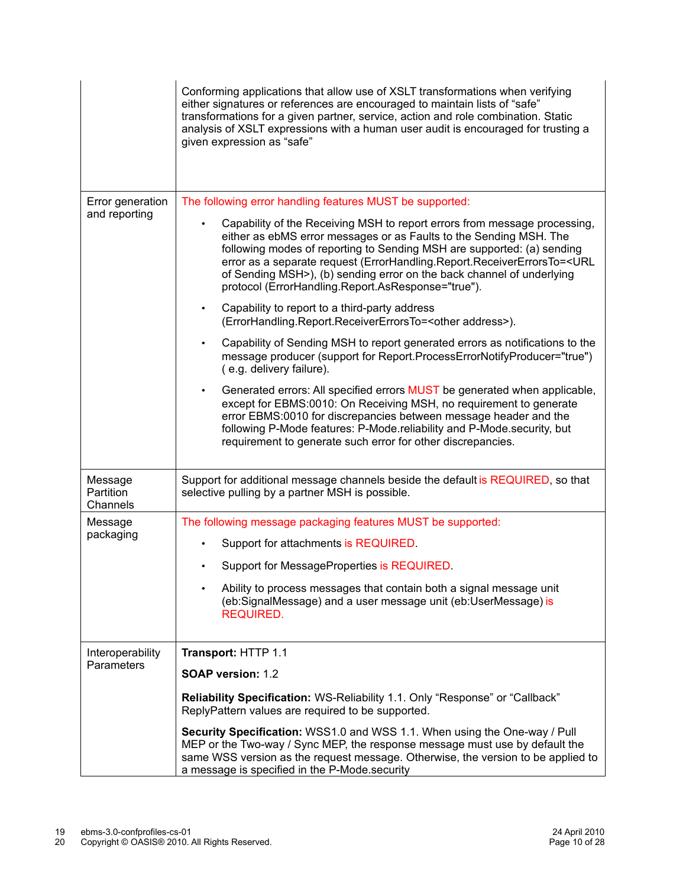| | |
|---|---|
| | Conforming applications that allow use of XSLT transformations when verifying either signatures or references are encouraged to maintain lists of “safe” transformations for a given partner, service, action and role combination. Static analysis of XSLT expressions with a human user audit is encouraged for trusting a given expression as “safe” |
| Error generation and reporting | The following error handling features MUST be supported:<br>• Capability of the Receiving MSH to report errors from message processing, either as ebMS error messages or as Faults to the Sending MSH. The following modes of reporting to Sending MSH are supported: (a) sending error as a separate request (ErrorHandling.Report.ReceiverErrorsTo=<URL of Sending MSH>), (b) sending error on the back channel of underlying protocol (ErrorHandling.Report.AsResponse="true").<br>• Capability to report to a third-party address (ErrorHandling.Report.ReceiverErrorsTo=<other address>).<br>• Capability of Sending MSH to report generated errors as notifications to the message producer (support for Report.ProcessErrorNotifyProducer="true") ( e.g. delivery failure).<br>• Generated errors: All specified errors MUST be generated when applicable, except for EBMS:0010: On Receiving MSH, no requirement to generate error EBMS:0010 for discrepancies between message header and the following P-Mode features: P-Mode.reliability and P-Mode.security, but requirement to generate such error for other discrepancies. |
| Message Partition Channels | Support for additional message channels beside the default is REQUIRED, so that selective pulling by a partner MSH is possible. |
| Message packaging | The following message packaging features MUST be supported:<br>• Support for attachments is REQUIRED.<br>• Support for MessageProperties is REQUIRED.<br>• Ability to process messages that contain both a signal message unit (eb:SignalMessage) and a user message unit (eb:UserMessage) is REQUIRED. |
| Interoperability Parameters | **Transport:** HTTP 1.1<br>**SOAP version:** 1.2<br>**Reliability Specification:** WS-Reliability 1.1. Only “Response” or “Callback” ReplyPattern values are required to be supported.<br>**Security Specification:** WSS1.0 and WSS 1.1. When using the One-way / Pull MEP or the Two-way / Sync MEP, the response message must use by default the same WSS version as the request message. Otherwise, the version to be applied to a message is specified in the P-Mode.security |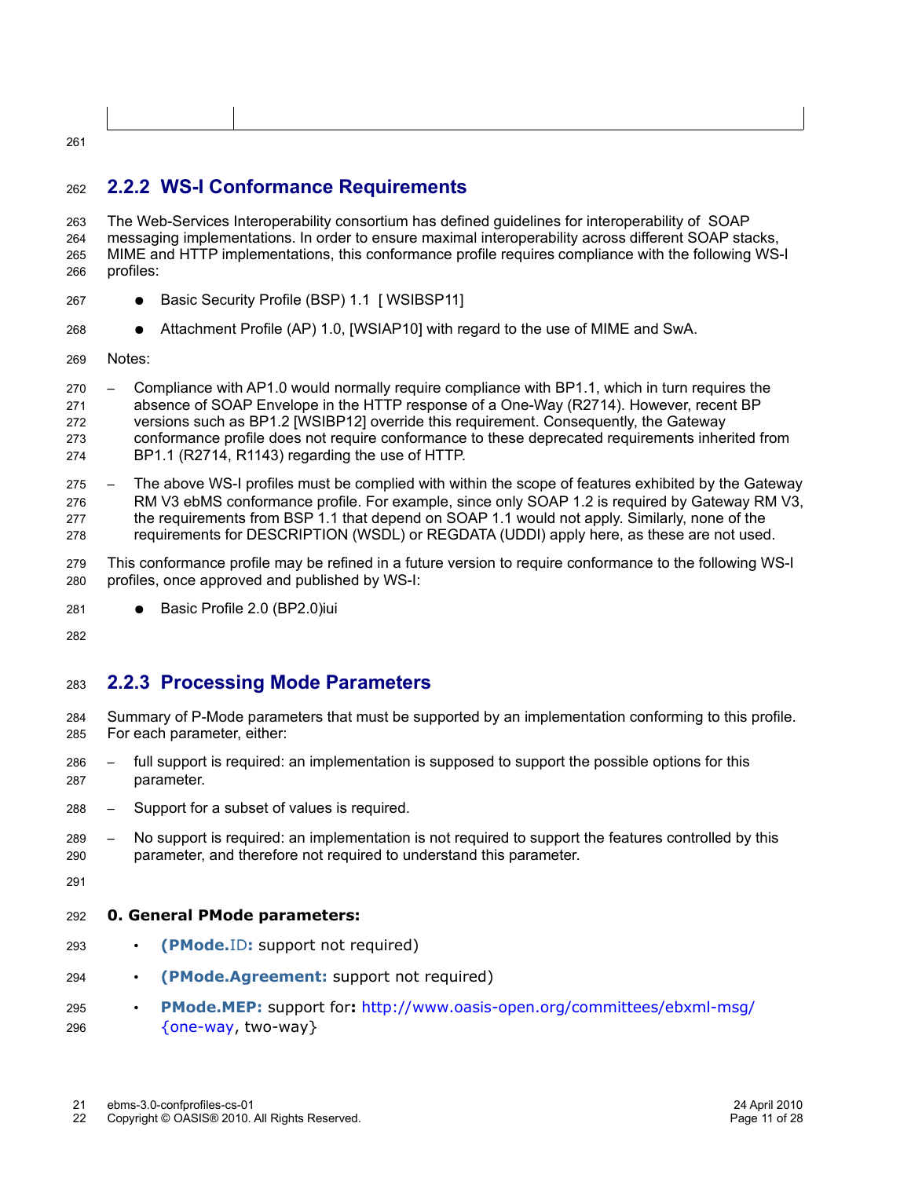### 2.2.2 WS-I Conformance Requirements

The Web-Services Interoperability consortium has defined guidelines for interoperability of SOAP messaging implementations. In order to ensure maximal interoperability across different SOAP stacks, MIME and HTTP implementations, this conformance profile requires compliance with the following WS-I profiles:

- Basic Security Profile (BSP) 1.1 [ WSIBSP11]
- Attachment Profile (AP) 1.0, [WSIAP10] with regard to the use of MIME and SwA.

Notes:

- Compliance with AP1.0 would normally require compliance with BP1.1, which in turn requires the absence of SOAP Envelope in the HTTP response of a One-Way (R2714). However, recent BP versions such as BP1.2 [WSIBP12] override this requirement. Consequently, the Gateway conformance profile does not require conformance to these deprecated requirements inherited from BP1.1 (R2714, R1143) regarding the use of HTTP.
- The above WS-I profiles must be complied with within the scope of features exhibited by the Gateway RM V3 ebMS conformance profile. For example, since only SOAP 1.2 is required by Gateway RM V3, the requirements from BSP 1.1 that depend on SOAP 1.1 would not apply. Similarly, none of the requirements for DESCRIPTION (WSDL) or REGDATA (UDDI) apply here, as these are not used.

This conformance profile may be refined in a future version to require conformance to the following WS-I profiles, once approved and published by WS-I:

- Basic Profile 2.0 (BP2.0)iui

### 2.2.3 Processing Mode Parameters

Summary of P-Mode parameters that must be supported by an implementation conforming to this profile. For each parameter, either:

- full support is required: an implementation is supposed to support the possible options for this parameter.
- Support for a subset of values is required.
- No support is required: an implementation is not required to support the features controlled by this parameter, and therefore not required to understand this parameter.

**0. General PMode parameters:**

- **(PMode.**ID**:** support not required)
- **(PMode.Agreement:** support not required)
- **PMode.MEP:** support for**:** http://www.oasis-open.org/committees/ebxml-msg/{one-way, two-way}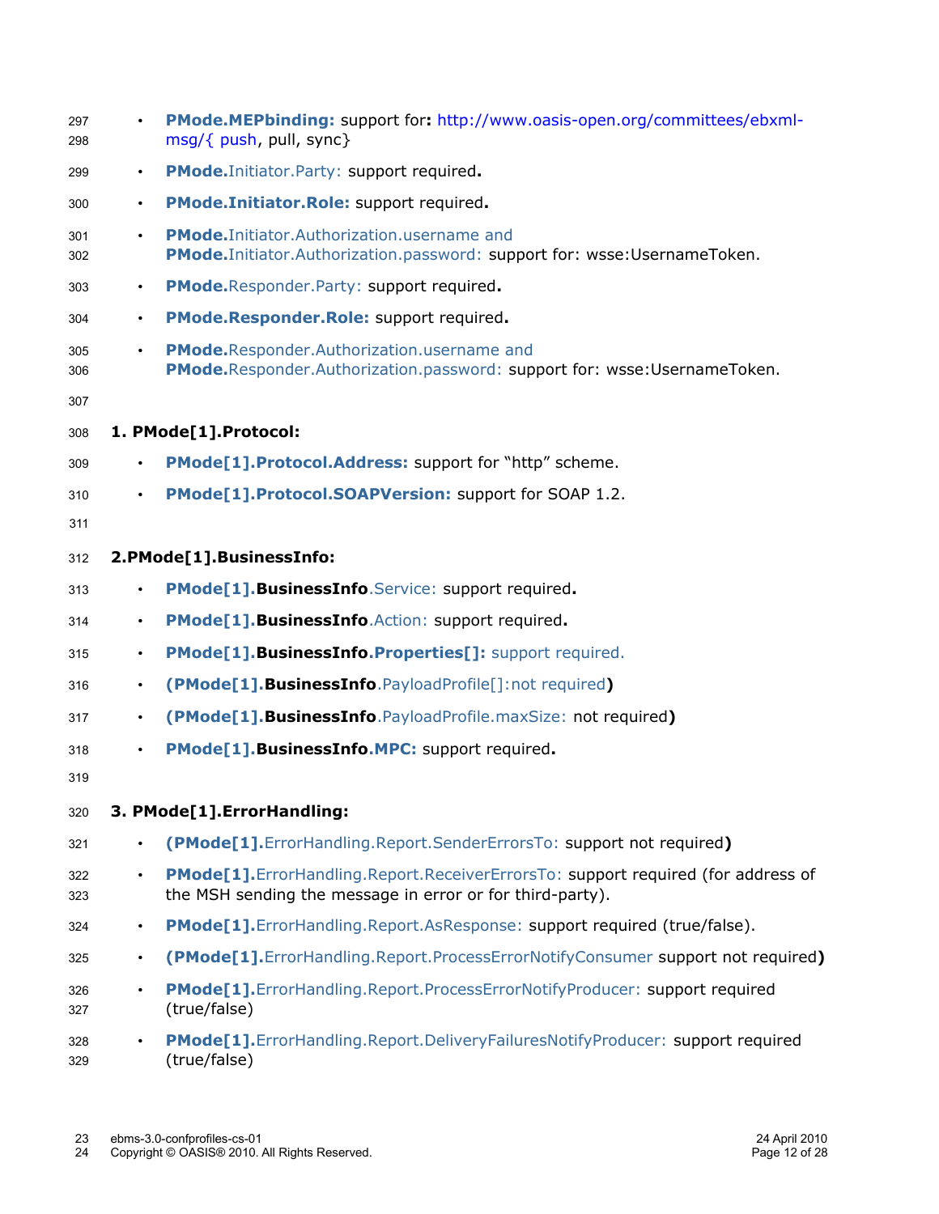- **PMode.MEPbinding:** support for**:** http://www.oasis-open.org/committees/ebxml-msg/{ push, pull, sync}
- **PMode.**Initiator.Party: support required**.**
- **PMode.Initiator.Role:** support required**.**
- **PMode.**Initiator.Authorization.username and **PMode.**Initiator.Authorization.password: support for: wsse:UsernameToken.
- **PMode.**Responder.Party: support required**.**
- **PMode.Responder.Role:** support required**.**
- **PMode.**Responder.Authorization.username and **PMode.**Responder.Authorization.password: support for: wsse:UsernameToken.

**1. PMode[1].Protocol:**

- **PMode[1].Protocol.Address:** support for "http" scheme.
- **PMode[1].Protocol.SOAPVersion:** support for SOAP 1.2.

**2.PMode[1].BusinessInfo:**

- **PMode[1].BusinessInfo**.Service: support required**.**
- **PMode[1].BusinessInfo**.Action: support required**.**
- **PMode[1].BusinessInfo.Properties[]:** support required.
- **(PMode[1].BusinessInfo**.PayloadProfile[]:not required**)**
- **(PMode[1].BusinessInfo**.PayloadProfile.maxSize: not required**)**
- **PMode[1].BusinessInfo.MPC:** support required**.**

**3. PMode[1].ErrorHandling:**

- **(PMode[1].**ErrorHandling.Report.SenderErrorsTo: support not required**)**
- **PMode[1].**ErrorHandling.Report.ReceiverErrorsTo: support required (for address of the MSH sending the message in error or for third-party).
- **PMode[1].**ErrorHandling.Report.AsResponse: support required (true/false).
- **(PMode[1].**ErrorHandling.Report.ProcessErrorNotifyConsumer support not required**)**
- **PMode[1].**ErrorHandling.Report.ProcessErrorNotifyProducer: support required (true/false)
- **PMode[1].**ErrorHandling.Report.DeliveryFailuresNotifyProducer: support required (true/false)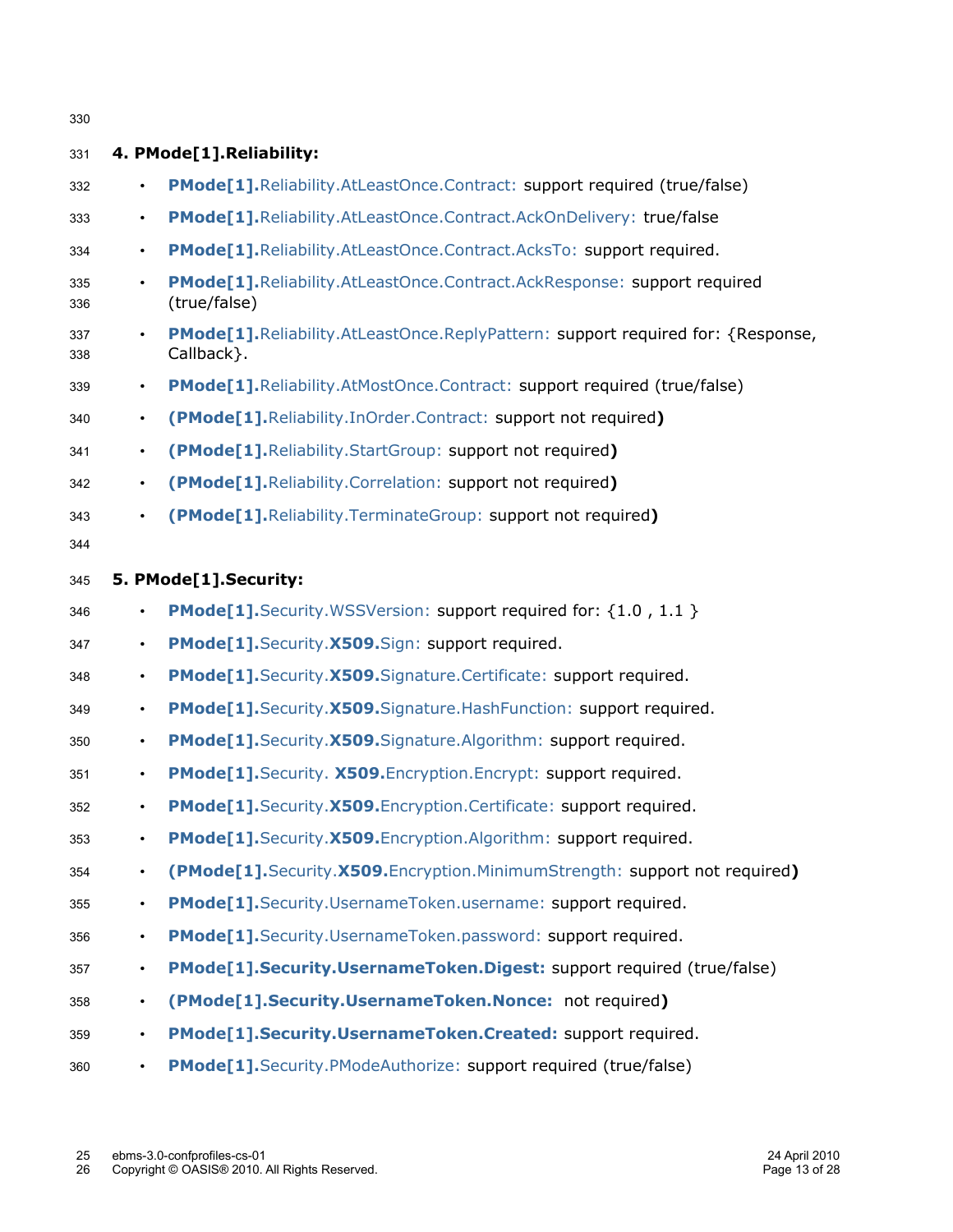**4. PMode[1].Reliability:**

- **PMode[1].**Reliability.AtLeastOnce.Contract: support required (true/false)
- **PMode[1].**Reliability.AtLeastOnce.Contract.AckOnDelivery: true/false
- **PMode[1].**Reliability.AtLeastOnce.Contract.AcksTo: support required.
- **PMode[1].**Reliability.AtLeastOnce.Contract.AckResponse: support required (true/false)
- **PMode[1].**Reliability.AtLeastOnce.ReplyPattern: support required for: {Response, Callback}.
- **PMode[1].**Reliability.AtMostOnce.Contract: support required (true/false)
- **(PMode[1].**Reliability.InOrder.Contract: support not required**)**
- **(PMode[1].**Reliability.StartGroup: support not required**)**
- **(PMode[1].**Reliability.Correlation: support not required**)**
- **(PMode[1].**Reliability.TerminateGroup: support not required**)**

**5. PMode[1].Security:**

- **PMode[1].**Security.WSSVersion: support required for: {1.0 , 1.1 }
- **PMode[1].**Security.**X509.**Sign: support required.
- **PMode[1].**Security.**X509.**Signature.Certificate: support required.
- **PMode[1].**Security.**X509.**Signature.HashFunction: support required.
- **PMode[1].**Security.**X509.**Signature.Algorithm: support required.
- **PMode[1].**Security. **X509.**Encryption.Encrypt: support required.
- **PMode[1].**Security.**X509.**Encryption.Certificate: support required.
- **PMode[1].**Security.**X509.**Encryption.Algorithm: support required.
- **(PMode[1].**Security.**X509.**Encryption.MinimumStrength: support not required**)**
- **PMode[1].**Security.UsernameToken.username: support required.
- **PMode[1].**Security.UsernameToken.password: support required.
- **PMode[1].Security.UsernameToken.Digest:** support required (true/false)
- **(PMode[1].Security.UsernameToken.Nonce:** not required**)**
- **PMode[1].Security.UsernameToken.Created:** support required.
- **PMode[1].**Security.PModeAuthorize: support required (true/false)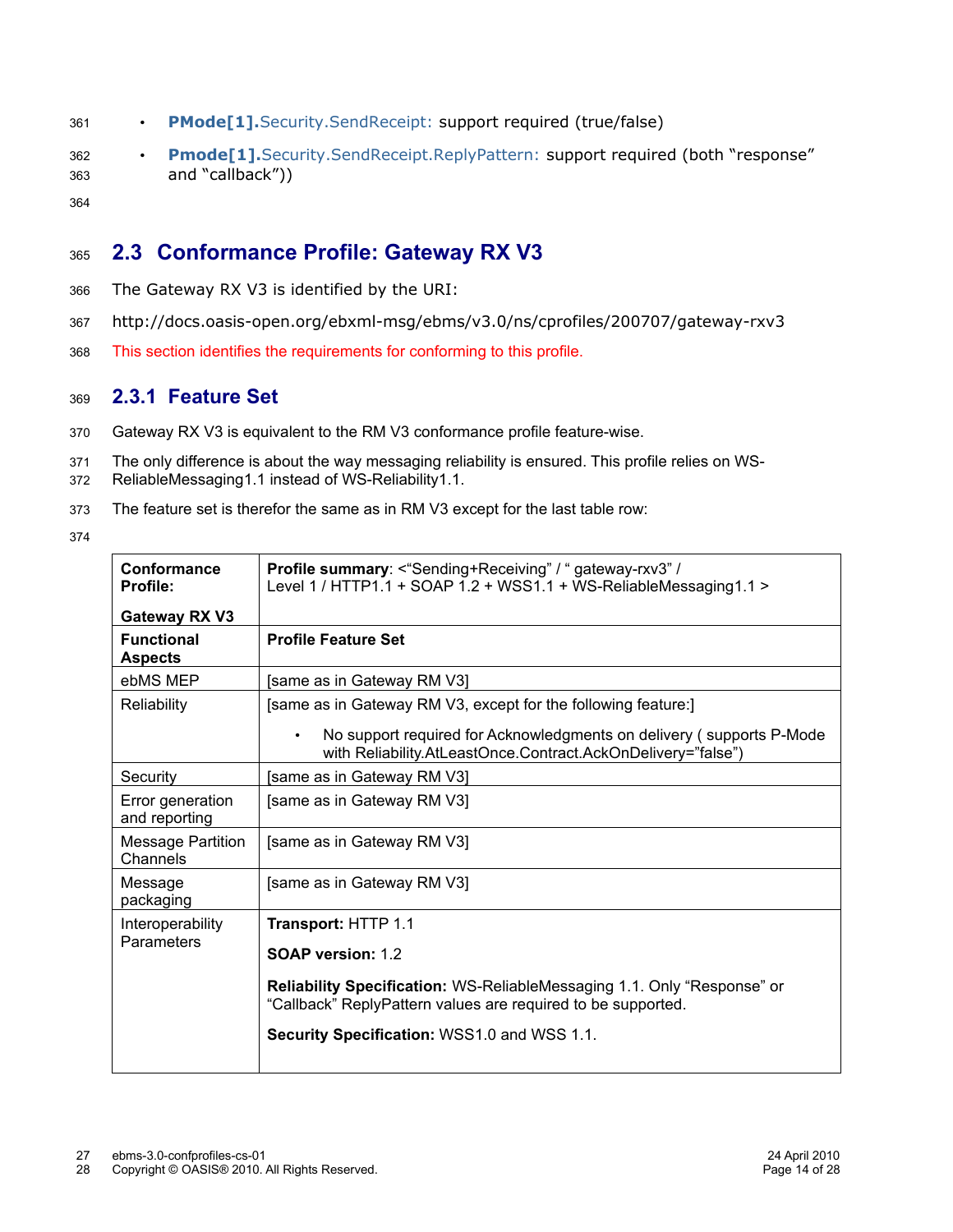- **PMode[1].**Security.SendReceipt: support required (true/false)
- **Pmode[1].**Security.SendReceipt.ReplyPattern: support required (both "response" and "callback"))

## 2.3 Conformance Profile: Gateway RX V3

The Gateway RX V3 is identified by the URI:

http://docs.oasis-open.org/ebxml-msg/ebms/v3.0/ns/cprofiles/200707/gateway-rxv3

This section identifies the requirements for conforming to this profile.

### 2.3.1 Feature Set

Gateway RX V3 is equivalent to the RM V3 conformance profile feature-wise.

The only difference is about the way messaging reliability is ensured. This profile relies on WS-ReliableMessaging1.1 instead of WS-Reliability1.1.

The feature set is therefor the same as in RM V3 except for the last table row:

| **Conformance Profile:**<br><br>**Gateway RX V3** | **Profile summary**: <"Sending+Receiving" / " gateway-rxv3" / Level 1 / HTTP1.1 + SOAP 1.2 + WSS1.1 + WS-ReliableMessaging1.1 > |
|---|---|
| **Functional Aspects** | **Profile Feature Set** |
| ebMS MEP | [same as in Gateway RM V3] |
| Reliability | [same as in Gateway RM V3, except for the following feature:]<br><br>• No support required for Acknowledgments on delivery ( supports P-Mode with Reliability.AtLeastOnce.Contract.AckOnDelivery="false") |
| Security | [same as in Gateway RM V3] |
| Error generation and reporting | [same as in Gateway RM V3] |
| Message Partition Channels | [same as in Gateway RM V3] |
| Message packaging | [same as in Gateway RM V3] |
| Interoperability Parameters | **Transport:** HTTP 1.1<br><br>**SOAP version:** 1.2<br><br>**Reliability Specification:** WS-ReliableMessaging 1.1. Only "Response" or "Callback" ReplyPattern values are required to be supported.<br><br>**Security Specification:** WSS1.0 and WSS 1.1. |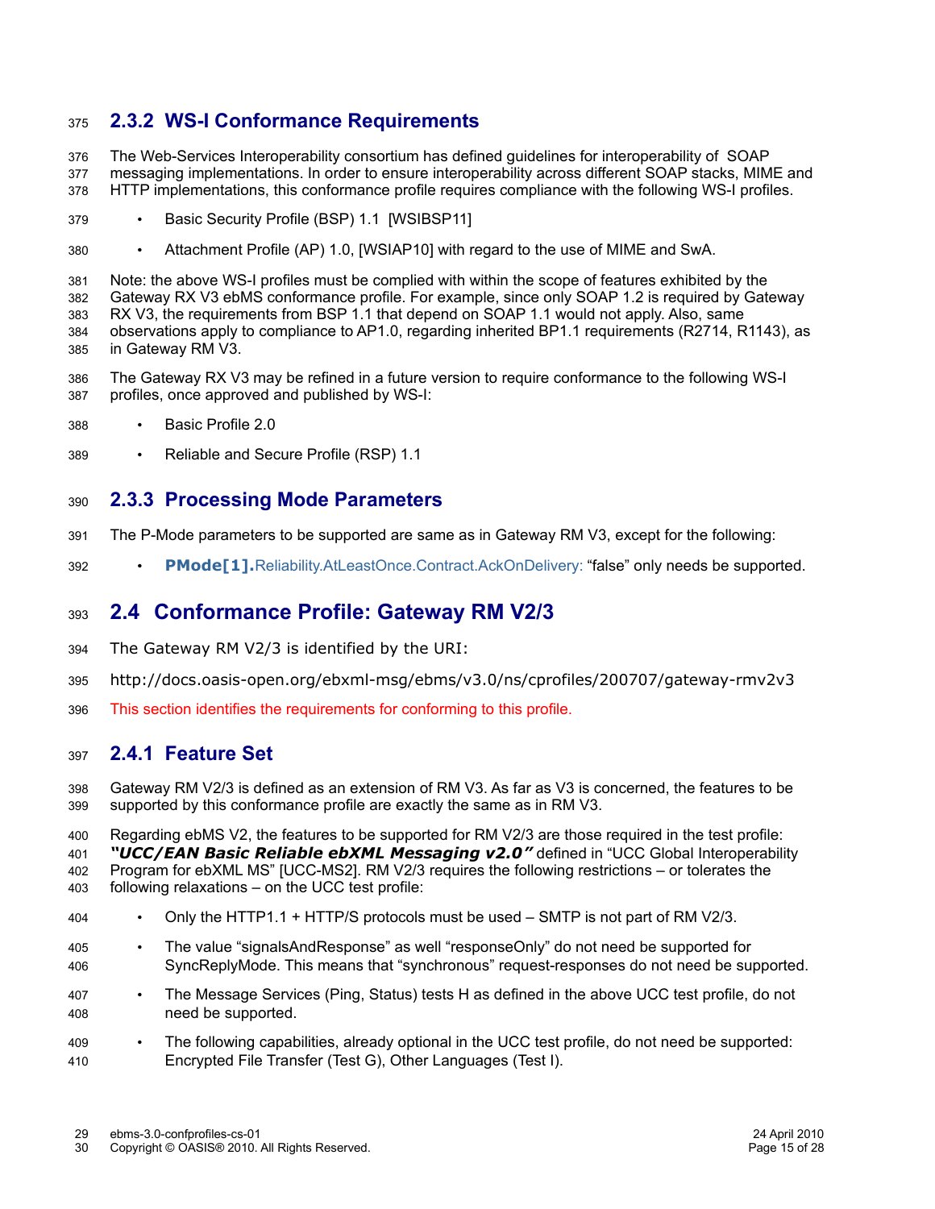### 2.3.2 WS-I Conformance Requirements

The Web-Services Interoperability consortium has defined guidelines for interoperability of SOAP messaging implementations. In order to ensure interoperability across different SOAP stacks, MIME and HTTP implementations, this conformance profile requires compliance with the following WS-I profiles.

- Basic Security Profile (BSP) 1.1 [WSIBSP11]
- Attachment Profile (AP) 1.0, [WSIAP10] with regard to the use of MIME and SwA.

Note: the above WS-I profiles must be complied with within the scope of features exhibited by the Gateway RX V3 ebMS conformance profile. For example, since only SOAP 1.2 is required by Gateway RX V3, the requirements from BSP 1.1 that depend on SOAP 1.1 would not apply. Also, same observations apply to compliance to AP1.0, regarding inherited BP1.1 requirements (R2714, R1143), as in Gateway RM V3.

The Gateway RX V3 may be refined in a future version to require conformance to the following WS-I profiles, once approved and published by WS-I:

- Basic Profile 2.0
- Reliable and Secure Profile (RSP) 1.1

### 2.3.3 Processing Mode Parameters

The P-Mode parameters to be supported are same as in Gateway RM V3, except for the following:

- **PMode[1].**Reliability.AtLeastOnce.Contract.AckOnDelivery: “false” only needs be supported.

## 2.4 Conformance Profile: Gateway RM V2/3

The Gateway RM V2/3 is identified by the URI:

http://docs.oasis-open.org/ebxml-msg/ebms/v3.0/ns/cprofiles/200707/gateway-rmv2v3

This section identifies the requirements for conforming to this profile.

### 2.4.1 Feature Set

Gateway RM V2/3 is defined as an extension of RM V3. As far as V3 is concerned, the features to be supported by this conformance profile are exactly the same as in RM V3.

Regarding ebMS V2, the features to be supported for RM V2/3 are those required in the test profile: ***“UCC/EAN Basic Reliable ebXML Messaging v2.0”*** defined in “UCC Global Interoperability Program for ebXML MS” [UCC-MS2]. RM V2/3 requires the following restrictions – or tolerates the following relaxations – on the UCC test profile:

- Only the HTTP1.1 + HTTP/S protocols must be used – SMTP is not part of RM V2/3.
- The value “signalsAndResponse” as well “responseOnly” do not need be supported for SyncReplyMode. This means that “synchronous” request-responses do not need be supported.
- The Message Services (Ping, Status) tests H as defined in the above UCC test profile, do not need be supported.
- The following capabilities, already optional in the UCC test profile, do not need be supported: Encrypted File Transfer (Test G), Other Languages (Test I).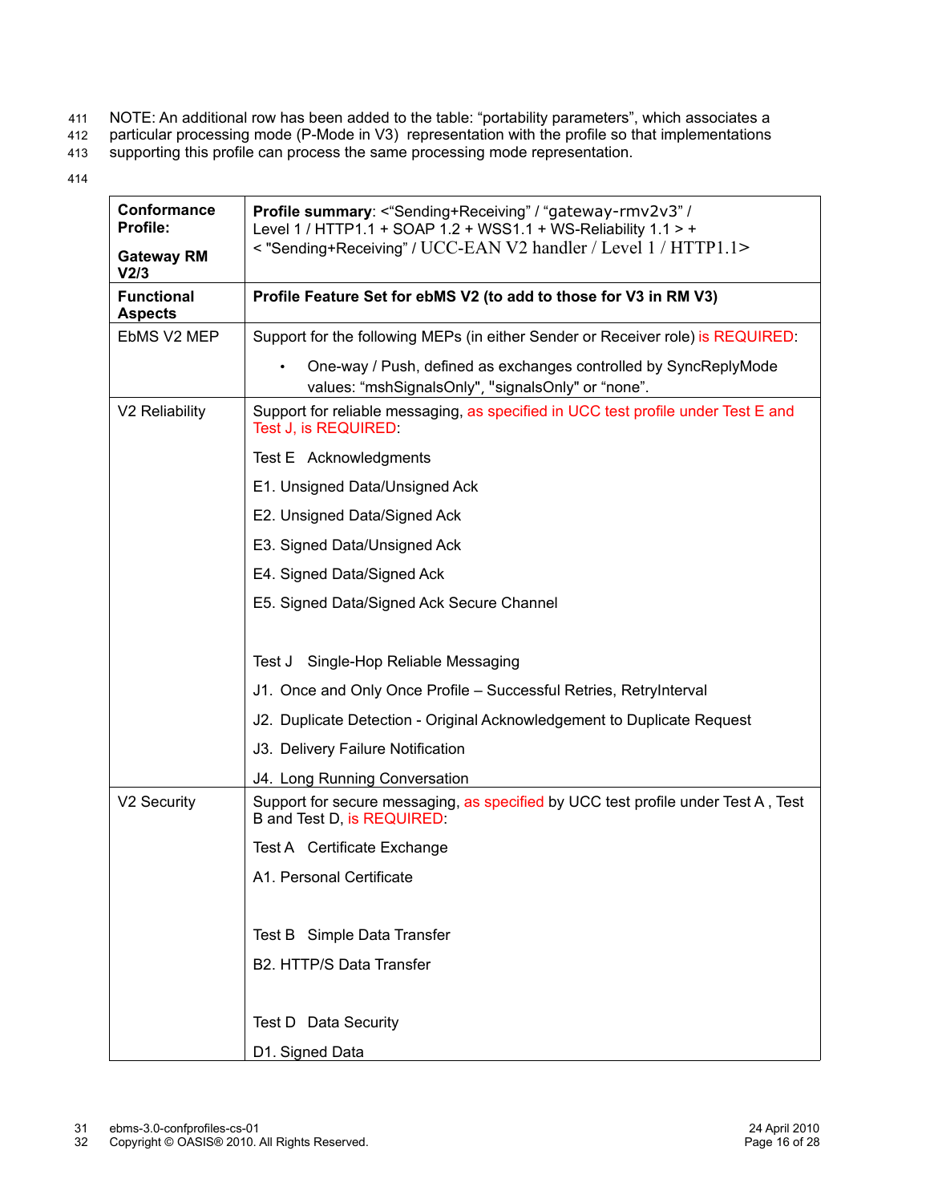NOTE: An additional row has been added to the table: "portability parameters", which associates a particular processing mode (P-Mode in V3) representation with the profile so that implementations supporting this profile can process the same processing mode representation.

| **Conformance Profile:** **Gateway RM V2/3** | **Profile summary**: <"Sending+Receiving" / "gateway-rmv2v3" / Level 1 / HTTP1.1 + SOAP 1.2 + WSS1.1 + WS-Reliability 1.1 > + < "Sending+Receiving" / UCC-EAN V2 handler / Level 1 / HTTP1.1> |
|---|---|
| **Functional Aspects** | **Profile Feature Set for ebMS V2 (to add to those for V3 in RM V3)** |
| EbMS V2 MEP | Support for the following MEPs (in either Sender or Receiver role) is REQUIRED:<br>• One-way / Push, defined as exchanges controlled by SyncReplyMode values: "mshSignalsOnly", "signalsOnly" or "none". |
| V2 Reliability | Support for reliable messaging, as specified in UCC test profile under Test E and Test J, is REQUIRED:<br>Test E Acknowledgments<br>E1. Unsigned Data/Unsigned Ack<br>E2. Unsigned Data/Signed Ack<br>E3. Signed Data/Unsigned Ack<br>E4. Signed Data/Signed Ack<br>E5. Signed Data/Signed Ack Secure Channel<br><br>Test J Single-Hop Reliable Messaging<br>J1. Once and Only Once Profile – Successful Retries, RetryInterval<br>J2. Duplicate Detection - Original Acknowledgement to Duplicate Request<br>J3. Delivery Failure Notification<br>J4. Long Running Conversation |
| V2 Security | Support for secure messaging, as specified by UCC test profile under Test A , Test B and Test D, is REQUIRED:<br>Test A Certificate Exchange<br>A1. Personal Certificate<br><br>Test B Simple Data Transfer<br>B2. HTTP/S Data Transfer<br><br>Test D Data Security<br>D1. Signed Data |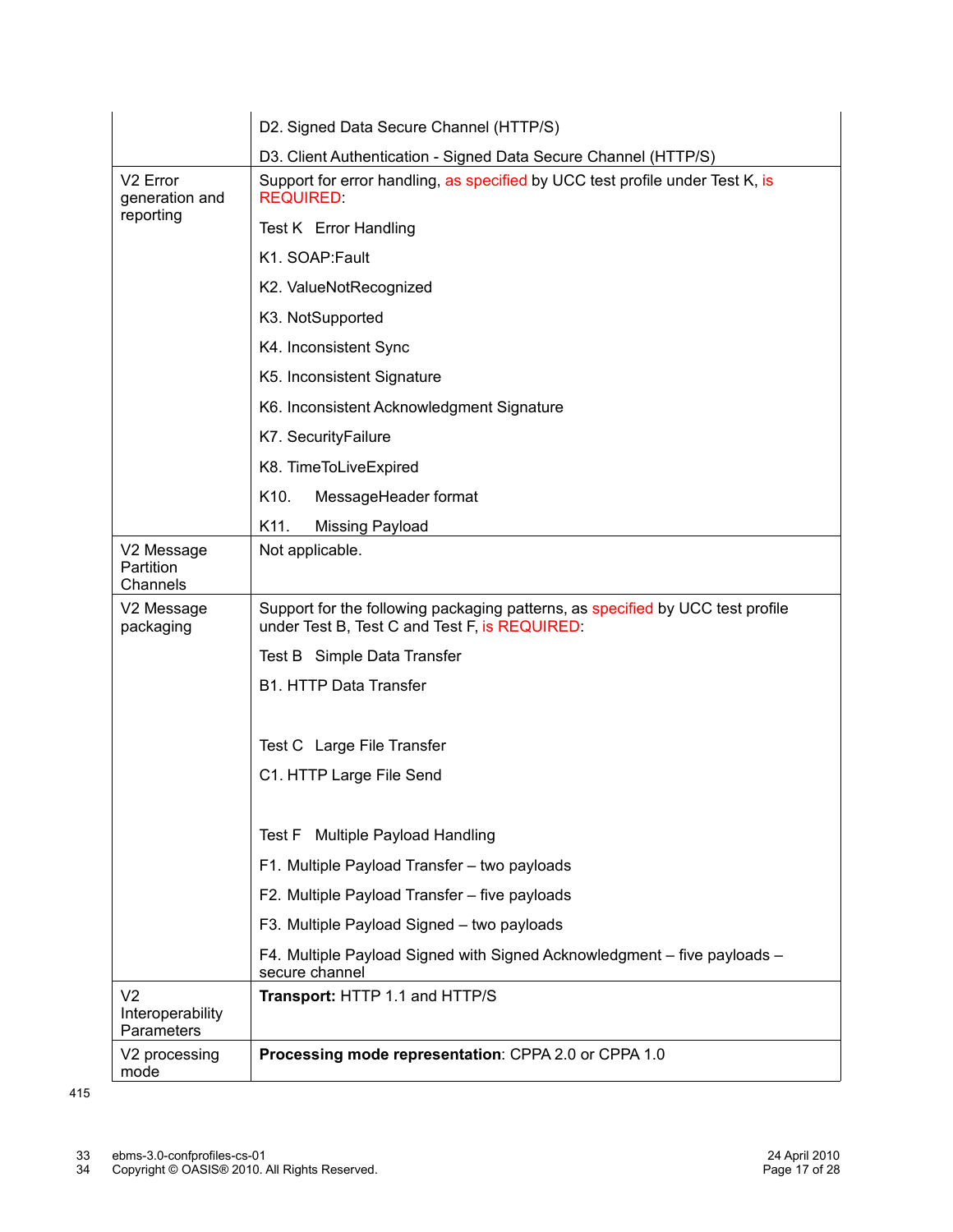| | |
|---|---|
| | D2. Signed Data Secure Channel (HTTP/S)<br><br>D3. Client Authentication - Signed Data Secure Channel (HTTP/S) |
| V2 Error generation and reporting | Support for error handling, as specified by UCC test profile under Test K, is REQUIRED:<br><br>Test K Error Handling<br><br>K1. SOAP:Fault<br><br>K2. ValueNotRecognized<br><br>K3. NotSupported<br><br>K4. Inconsistent Sync<br><br>K5. Inconsistent Signature<br><br>K6. Inconsistent Acknowledgment Signature<br><br>K7. SecurityFailure<br><br>K8. TimeToLiveExpired<br><br>K10. MessageHeader format<br><br>K11. Missing Payload |
| V2 Message Partition Channels | Not applicable. |
| V2 Message packaging | Support for the following packaging patterns, as specified by UCC test profile under Test B, Test C and Test F, is REQUIRED:<br><br>Test B Simple Data Transfer<br><br>B1. HTTP Data Transfer<br><br>Test C Large File Transfer<br><br>C1. HTTP Large File Send<br><br>Test F Multiple Payload Handling<br><br>F1. Multiple Payload Transfer – two payloads<br><br>F2. Multiple Payload Transfer – five payloads<br><br>F3. Multiple Payload Signed – two payloads<br><br>F4. Multiple Payload Signed with Signed Acknowledgment – five payloads – secure channel |
| V2 Interoperability Parameters | **Transport:** HTTP 1.1 and HTTP/S |
| V2 processing mode | **Processing mode representation**: CPPA 2.0 or CPPA 1.0 |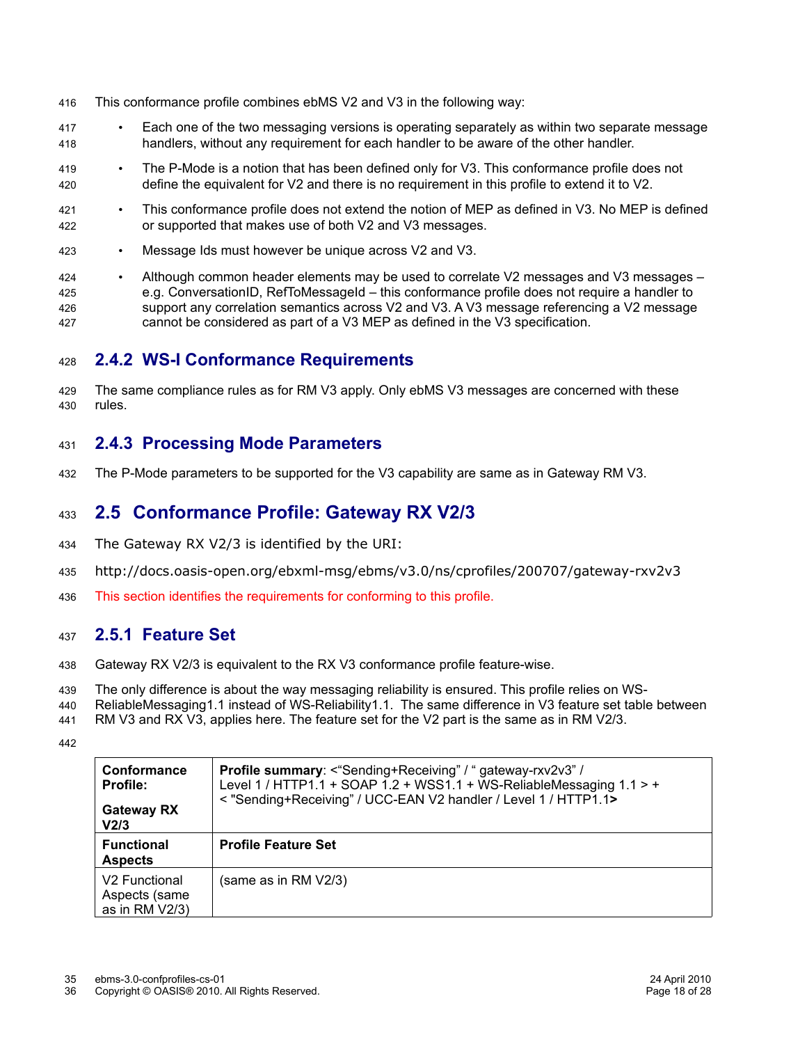This conformance profile combines ebMS V2 and V3 in the following way:

- Each one of the two messaging versions is operating separately as within two separate message handlers, without any requirement for each handler to be aware of the other handler.
- The P-Mode is a notion that has been defined only for V3. This conformance profile does not define the equivalent for V2 and there is no requirement in this profile to extend it to V2.
- This conformance profile does not extend the notion of MEP as defined in V3. No MEP is defined or supported that makes use of both V2 and V3 messages.
- Message Ids must however be unique across V2 and V3.
- Although common header elements may be used to correlate V2 messages and V3 messages – e.g. ConversationID, RefToMessageId – this conformance profile does not require a handler to support any correlation semantics across V2 and V3. A V3 message referencing a V2 message cannot be considered as part of a V3 MEP as defined in the V3 specification.

### 2.4.2 WS-I Conformance Requirements

The same compliance rules as for RM V3 apply. Only ebMS V3 messages are concerned with these rules.

### 2.4.3 Processing Mode Parameters

The P-Mode parameters to be supported for the V3 capability are same as in Gateway RM V3.

## 2.5 Conformance Profile: Gateway RX V2/3

The Gateway RX V2/3 is identified by the URI:

http://docs.oasis-open.org/ebxml-msg/ebms/v3.0/ns/cprofiles/200707/gateway-rxv2v3

This section identifies the requirements for conforming to this profile.

### 2.5.1 Feature Set

Gateway RX V2/3 is equivalent to the RX V3 conformance profile feature-wise.

The only difference is about the way messaging reliability is ensured. This profile relies on WS-ReliableMessaging1.1 instead of WS-Reliability1.1. The same difference in V3 feature set table between RM V3 and RX V3, applies here. The feature set for the V2 part is the same as in RM V2/3.

| **Conformance Profile:** **Gateway RX V2/3** | **Profile summary**: <“Sending+Receiving” / “ gateway-rxv2v3” / Level 1 / HTTP1.1 + SOAP 1.2 + WSS1.1 + WS-ReliableMessaging 1.1 > + < "Sending+Receiving” / UCC-EAN V2 handler / Level 1 / HTTP1.1**>** |
|---|---|
| **Functional Aspects** | **Profile Feature Set** |
| V2 Functional Aspects (same as in RM V2/3) | (same as in RM V2/3) |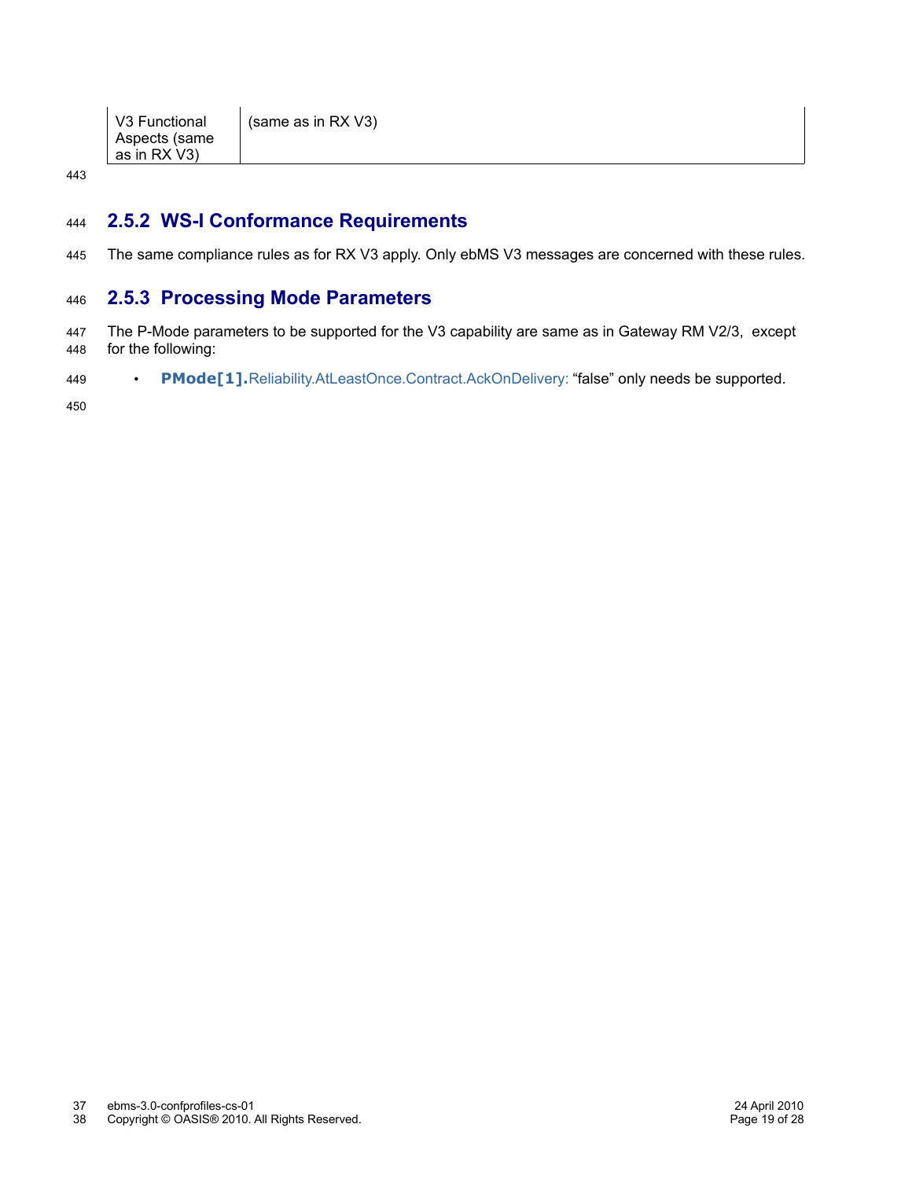| V3 Functional Aspects (same as in RX V3) | (same as in RX V3) |
|---|---|

## 2.5.2 WS-I Conformance Requirements

The same compliance rules as for RX V3 apply. Only ebMS V3 messages are concerned with these rules.

## 2.5.3 Processing Mode Parameters

The P-Mode parameters to be supported for the V3 capability are same as in Gateway RM V2/3, except for the following:

- **PMode[1].**Reliability.AtLeastOnce.Contract.AckOnDelivery: "false" only needs be supported.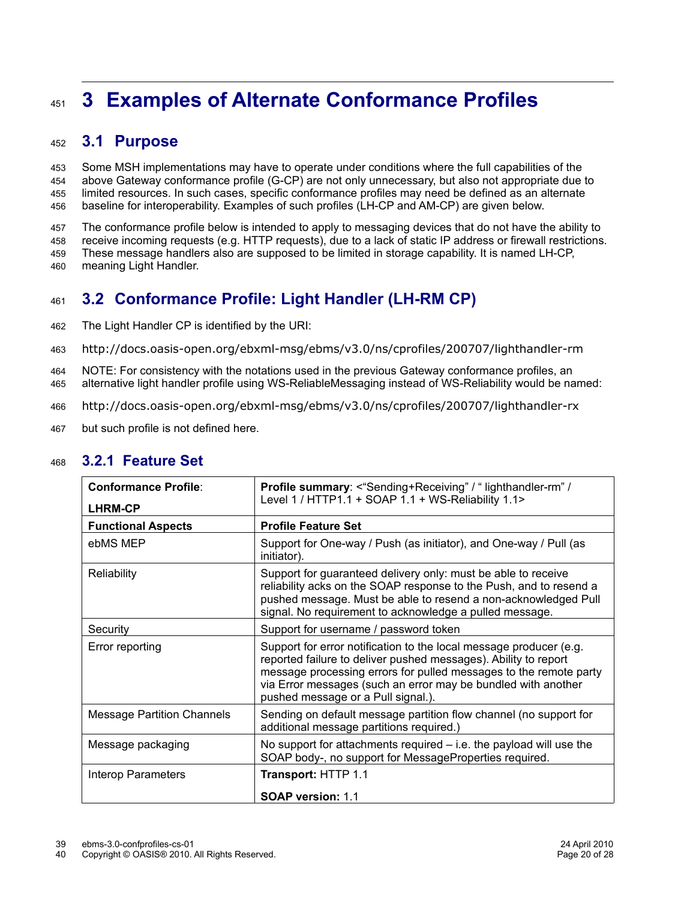# 3 Examples of Alternate Conformance Profiles

## 3.1 Purpose

Some MSH implementations may have to operate under conditions where the full capabilities of the above Gateway conformance profile (G-CP) are not only unnecessary, but also not appropriate due to limited resources. In such cases, specific conformance profiles may need be defined as an alternate baseline for interoperability. Examples of such profiles (LH-CP and AM-CP) are given below.

The conformance profile below is intended to apply to messaging devices that do not have the ability to receive incoming requests (e.g. HTTP requests), due to a lack of static IP address or firewall restrictions. These message handlers also are supposed to be limited in storage capability. It is named LH-CP, meaning Light Handler.

## 3.2 Conformance Profile: Light Handler (LH-RM CP)

The Light Handler CP is identified by the URI:

http://docs.oasis-open.org/ebxml-msg/ebms/v3.0/ns/cprofiles/200707/lighthandler-rm

NOTE: For consistency with the notations used in the previous Gateway conformance profiles, an alternative light handler profile using WS-ReliableMessaging instead of WS-Reliability would be named:

http://docs.oasis-open.org/ebxml-msg/ebms/v3.0/ns/cprofiles/200707/lighthandler-rx

but such profile is not defined here.

### 3.2.1 Feature Set

| **Conformance Profile**: **LHRM-CP** | **Profile summary**: <"Sending+Receiving" / " lighthandler-rm" / Level 1 / HTTP1.1 + SOAP 1.1 + WS-Reliability 1.1> |
|---|---|
| **Functional Aspects** | **Profile Feature Set** |
| ebMS MEP | Support for One-way / Push (as initiator), and One-way / Pull (as initiator). |
| Reliability | Support for guaranteed delivery only: must be able to receive reliability acks on the SOAP response to the Push, and to resend a pushed message. Must be able to resend a non-acknowledged Pull signal. No requirement to acknowledge a pulled message. |
| Security | Support for username / password token |
| Error reporting | Support for error notification to the local message producer (e.g. reported failure to deliver pushed messages). Ability to report message processing errors for pulled messages to the remote party via Error messages (such an error may be bundled with another pushed message or a Pull signal.). |
| Message Partition Channels | Sending on default message partition flow channel (no support for additional message partitions required.) |
| Message packaging | No support for attachments required – i.e. the payload will use the SOAP body-, no support for MessageProperties required. |
| Interop Parameters | **Transport:** HTTP 1.1<br>**SOAP version:** 1.1 |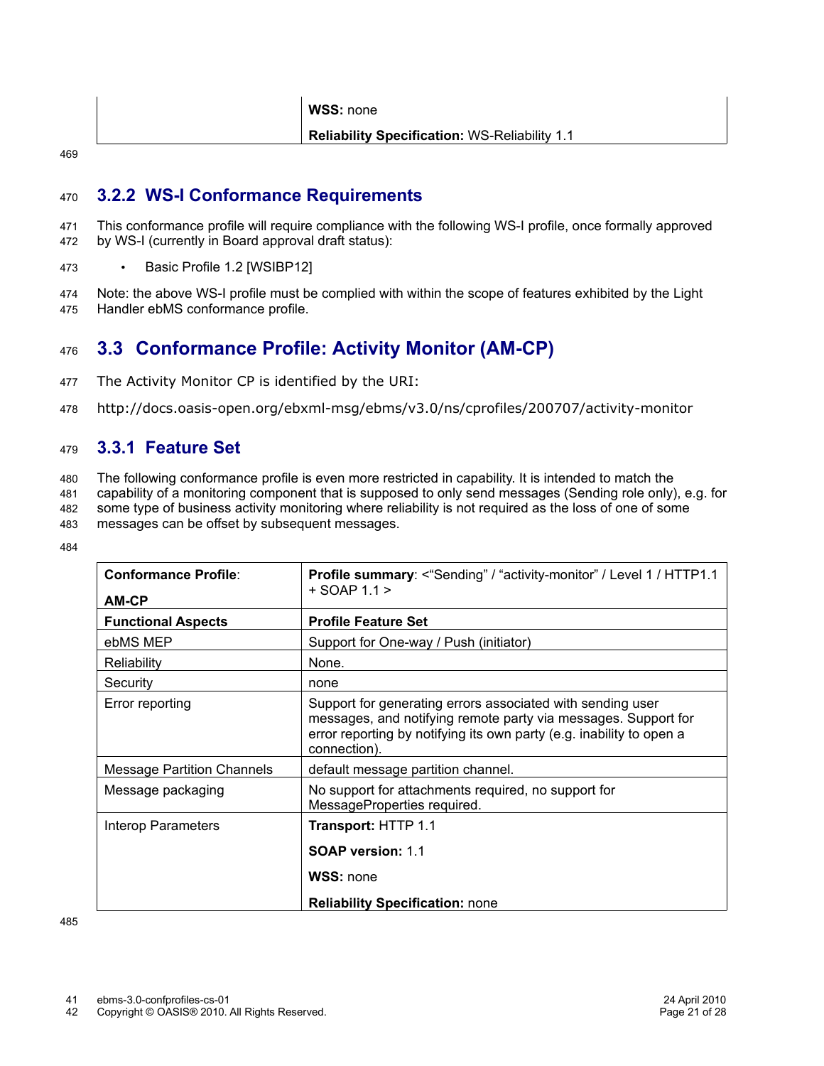| | |
|---|---|
| | **WSS:** none |
| | **Reliability Specification:** WS-Reliability 1.1 |

### 3.2.2 WS-I Conformance Requirements

This conformance profile will require compliance with the following WS-I profile, once formally approved by WS-I (currently in Board approval draft status):

- Basic Profile 1.2 [WSIBP12]

Note: the above WS-I profile must be complied with within the scope of features exhibited by the Light Handler ebMS conformance profile.

## 3.3 Conformance Profile: Activity Monitor (AM-CP)

The Activity Monitor CP is identified by the URI:

http://docs.oasis-open.org/ebxml-msg/ebms/v3.0/ns/cprofiles/200707/activity-monitor

### 3.3.1 Feature Set

The following conformance profile is even more restricted in capability. It is intended to match the capability of a monitoring component that is supposed to only send messages (Sending role only), e.g. for some type of business activity monitoring where reliability is not required as the loss of one of some messages can be offset by subsequent messages.

| **Conformance Profile**: **AM-CP** | **Profile summary**: <"Sending" / "activity-monitor" / Level 1 / HTTP1.1 + SOAP 1.1 > |
|---|---|
| **Functional Aspects** | **Profile Feature Set** |
| ebMS MEP | Support for One-way / Push (initiator) |
| Reliability | None. |
| Security | none |
| Error reporting | Support for generating errors associated with sending user messages, and notifying remote party via messages. Support for error reporting by notifying its own party (e.g. inability to open a connection). |
| Message Partition Channels | default message partition channel. |
| Message packaging | No support for attachments required, no support for MessageProperties required. |
| Interop Parameters | **Transport:** HTTP 1.1<br>**SOAP version:** 1.1<br>**WSS:** none<br>**Reliability Specification:** none |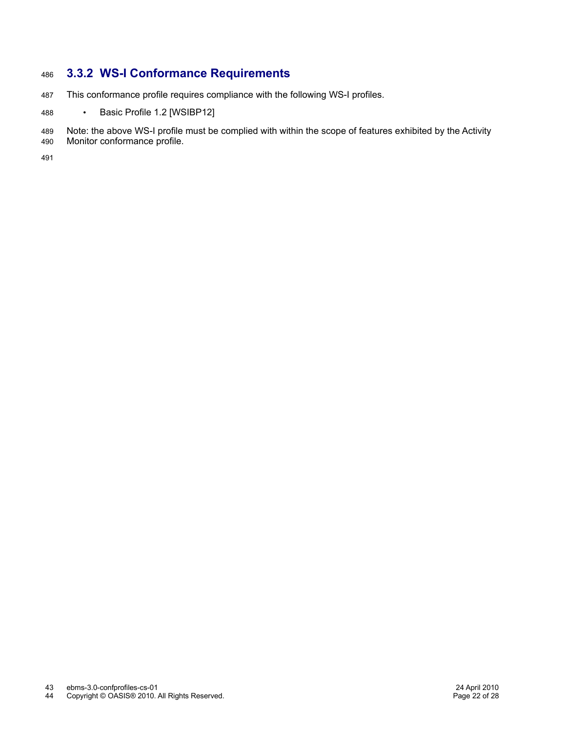### 3.3.2 WS-I Conformance Requirements

This conformance profile requires compliance with the following WS-I profiles.

- Basic Profile 1.2 [WSIBP12]

Note: the above WS-I profile must be complied with within the scope of features exhibited by the Activity Monitor conformance profile.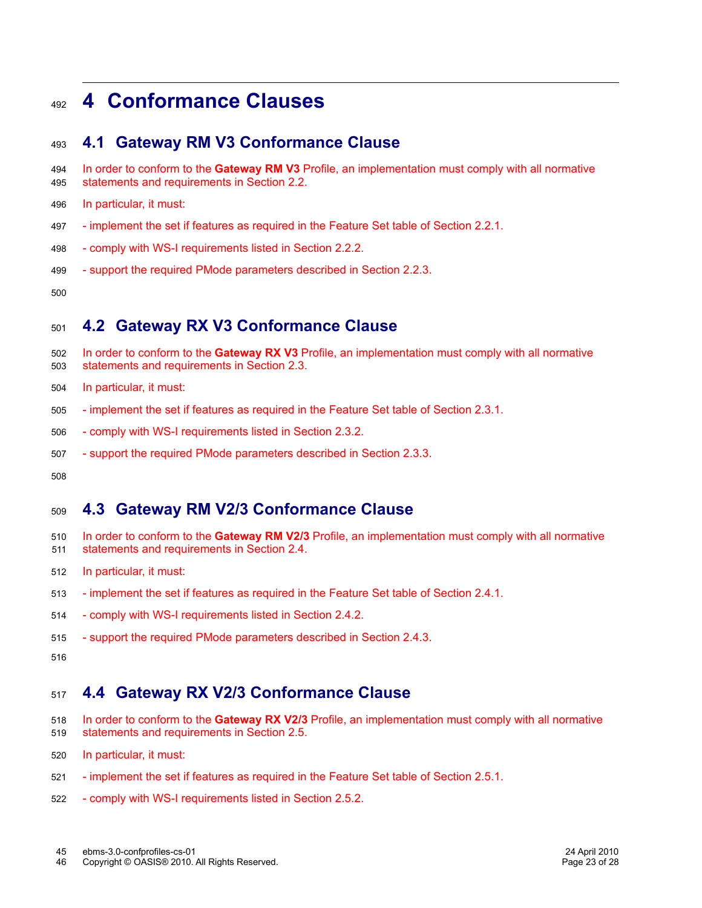# 4 Conformance Clauses

## 4.1 Gateway RM V3 Conformance Clause

In order to conform to the **Gateway RM V3** Profile, an implementation must comply with all normative statements and requirements in Section 2.2.

In particular, it must:

- implement the set if features as required in the Feature Set table of Section 2.2.1.

- comply with WS-I requirements listed in Section 2.2.2.

- support the required PMode parameters described in Section 2.2.3.

## 4.2 Gateway RX V3 Conformance Clause

In order to conform to the **Gateway RX V3** Profile, an implementation must comply with all normative statements and requirements in Section 2.3.

In particular, it must:

- implement the set if features as required in the Feature Set table of Section 2.3.1.

- comply with WS-I requirements listed in Section 2.3.2.

- support the required PMode parameters described in Section 2.3.3.

## 4.3 Gateway RM V2/3 Conformance Clause

In order to conform to the **Gateway RM V2/3** Profile, an implementation must comply with all normative statements and requirements in Section 2.4.

In particular, it must:

- implement the set if features as required in the Feature Set table of Section 2.4.1.

- comply with WS-I requirements listed in Section 2.4.2.

- support the required PMode parameters described in Section 2.4.3.

## 4.4 Gateway RX V2/3 Conformance Clause

In order to conform to the **Gateway RX V2/3** Profile, an implementation must comply with all normative statements and requirements in Section 2.5.

In particular, it must:

- implement the set if features as required in the Feature Set table of Section 2.5.1.

- comply with WS-I requirements listed in Section 2.5.2.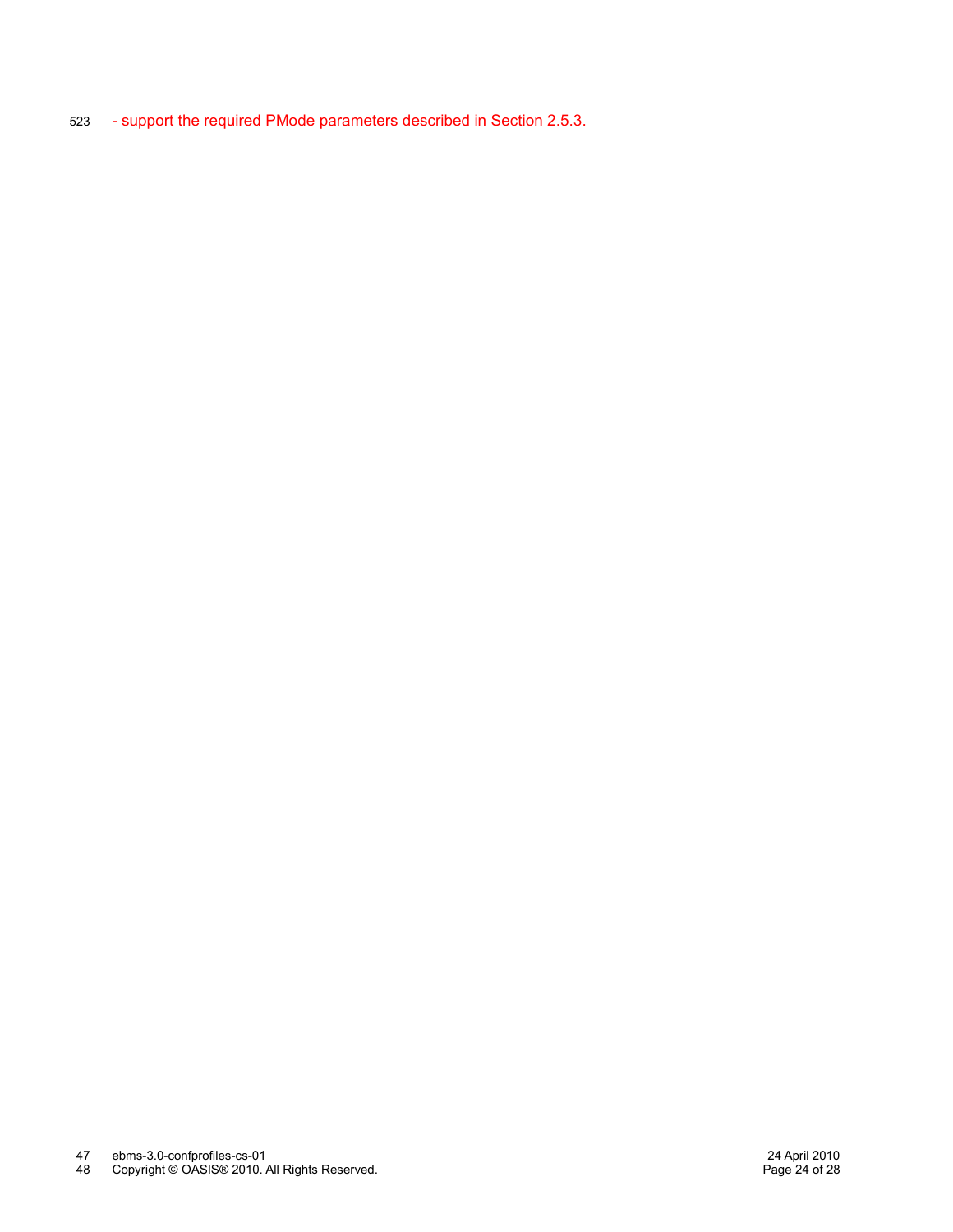- support the required PMode parameters described in Section 2.5.3.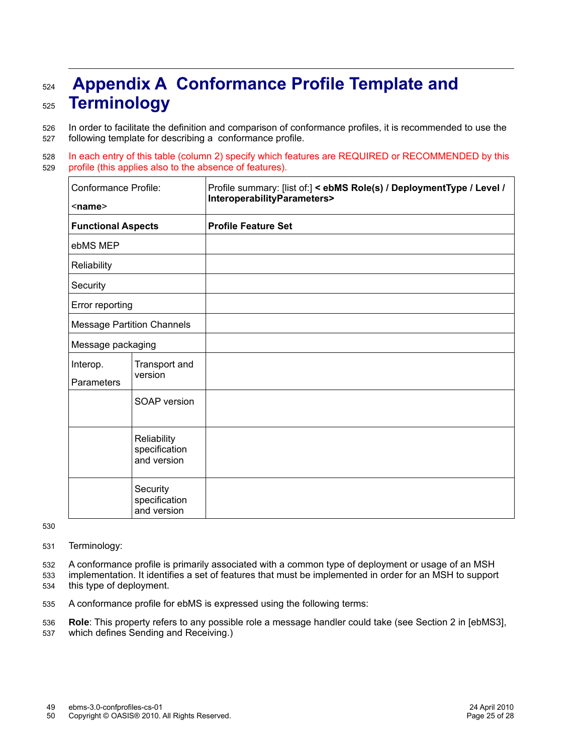# Appendix A Conformance Profile Template and Terminology

In order to facilitate the definition and comparison of conformance profiles, it is recommended to use the following template for describing a conformance profile.

In each entry of this table (column 2) specify which features are REQUIRED or RECOMMENDED by this profile (this applies also to the absence of features).

| Conformance Profile: <br> <**name**> | | Profile summary: [list of:] **< ebMS Role(s) / DeploymentType / Level / InteroperabilityParameters>** |
|---|---|---|
| **Functional Aspects** | | **Profile Feature Set** |
| ebMS MEP | | |
| Reliability | | |
| Security | | |
| Error reporting | | |
| Message Partition Channels | | |
| Message packaging | | |
| Interop. Parameters | Transport and version | |
| | SOAP version | |
| | Reliability specification and version | |
| | Security specification and version | |

Terminology:

A conformance profile is primarily associated with a common type of deployment or usage of an MSH implementation. It identifies a set of features that must be implemented in order for an MSH to support this type of deployment.

A conformance profile for ebMS is expressed using the following terms:

**Role**: This property refers to any possible role a message handler could take (see Section 2 in [ebMS3], which defines Sending and Receiving.)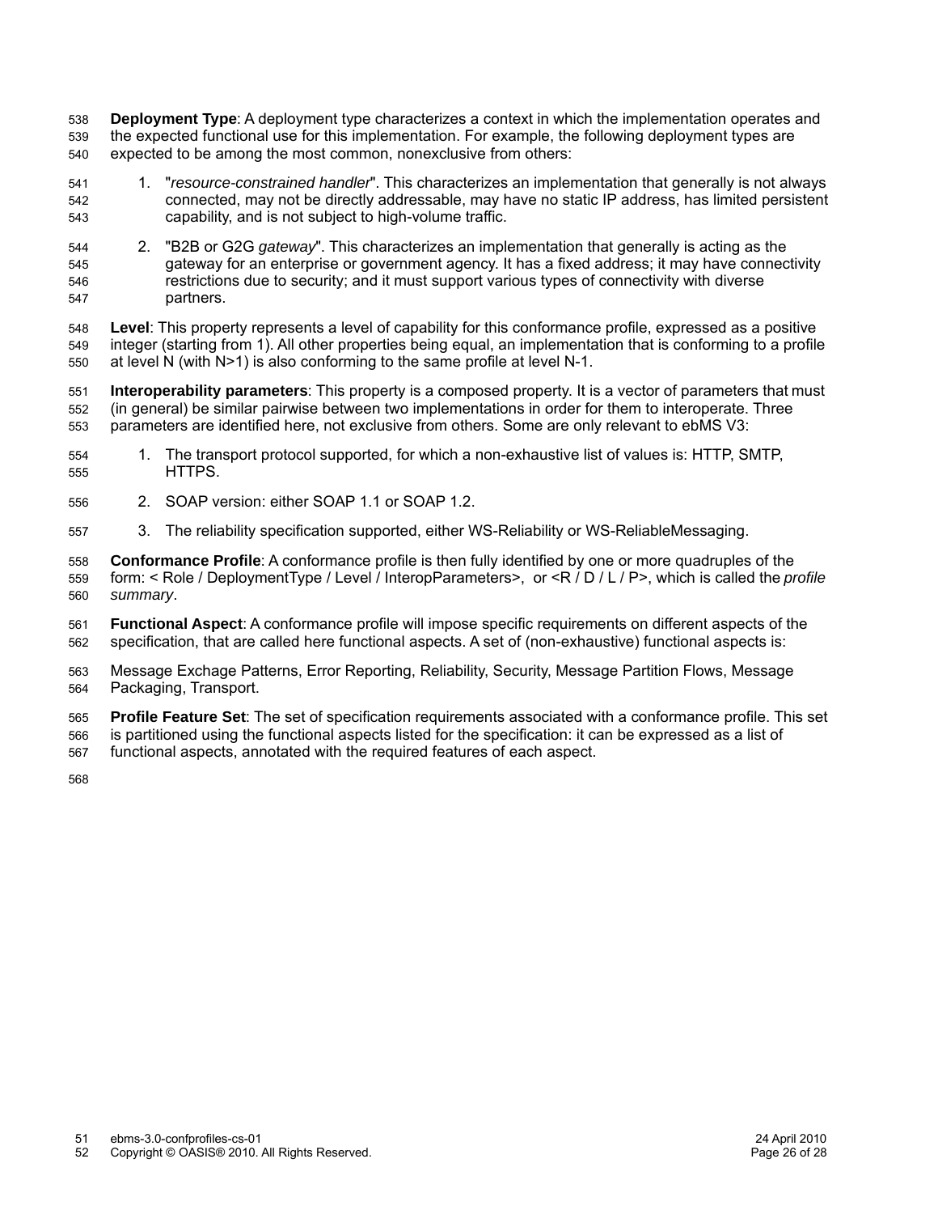**Deployment Type**: A deployment type characterizes a context in which the implementation operates and the expected functional use for this implementation. For example, the following deployment types are expected to be among the most common, nonexclusive from others:

1. "*resource-constrained handler*". This characterizes an implementation that generally is not always connected, may not be directly addressable, may have no static IP address, has limited persistent capability, and is not subject to high-volume traffic.

2. "B2B or G2G *gateway*". This characterizes an implementation that generally is acting as the gateway for an enterprise or government agency. It has a fixed address; it may have connectivity restrictions due to security; and it must support various types of connectivity with diverse partners.

**Level**: This property represents a level of capability for this conformance profile, expressed as a positive integer (starting from 1). All other properties being equal, an implementation that is conforming to a profile at level N (with N>1) is also conforming to the same profile at level N-1.

**Interoperability parameters**: This property is a composed property. It is a vector of parameters that must (in general) be similar pairwise between two implementations in order for them to interoperate. Three parameters are identified here, not exclusive from others. Some are only relevant to ebMS V3:

1. The transport protocol supported, for which a non-exhaustive list of values is: HTTP, SMTP, HTTPS.

2. SOAP version: either SOAP 1.1 or SOAP 1.2.

3. The reliability specification supported, either WS-Reliability or WS-ReliableMessaging.

**Conformance Profile**: A conformance profile is then fully identified by one or more quadruples of the form: < Role / DeploymentType / Level / InteropParameters>, or <R / D / L / P>, which is called the *profile summary*.

**Functional Aspect**: A conformance profile will impose specific requirements on different aspects of the specification, that are called here functional aspects. A set of (non-exhaustive) functional aspects is:

Message Exchage Patterns, Error Reporting, Reliability, Security, Message Partition Flows, Message Packaging, Transport.

**Profile Feature Set**: The set of specification requirements associated with a conformance profile. This set is partitioned using the functional aspects listed for the specification: it can be expressed as a list of functional aspects, annotated with the required features of each aspect.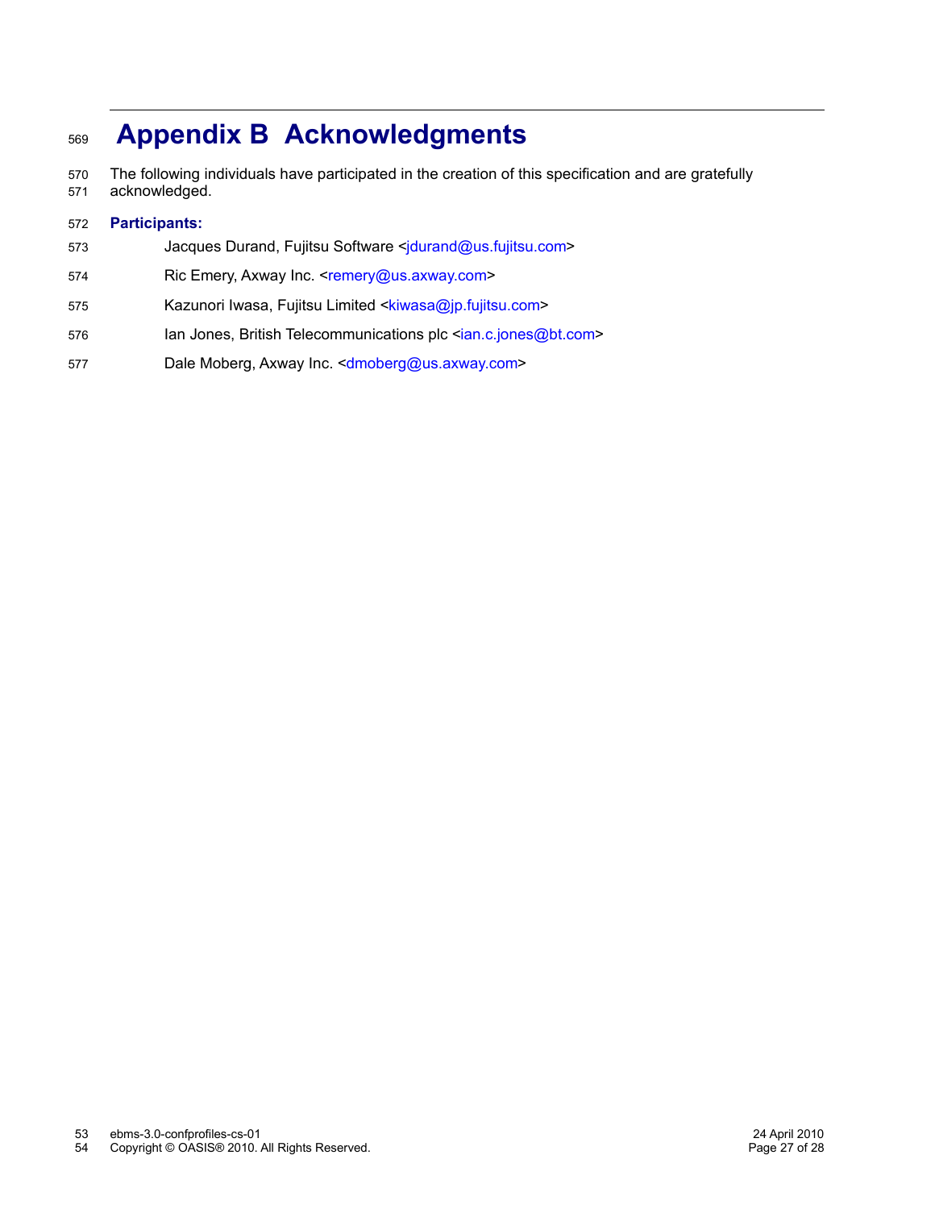# Appendix B Acknowledgments

The following individuals have participated in the creation of this specification and are gratefully acknowledged.

**Participants:**

Jacques Durand, Fujitsu Software <jdurand@us.fujitsu.com>

Ric Emery, Axway Inc. <remery@us.axway.com>

Kazunori Iwasa, Fujitsu Limited <kiwasa@jp.fujitsu.com>

Ian Jones, British Telecommunications plc <ian.c.jones@bt.com>

Dale Moberg, Axway Inc. <dmoberg@us.axway.com>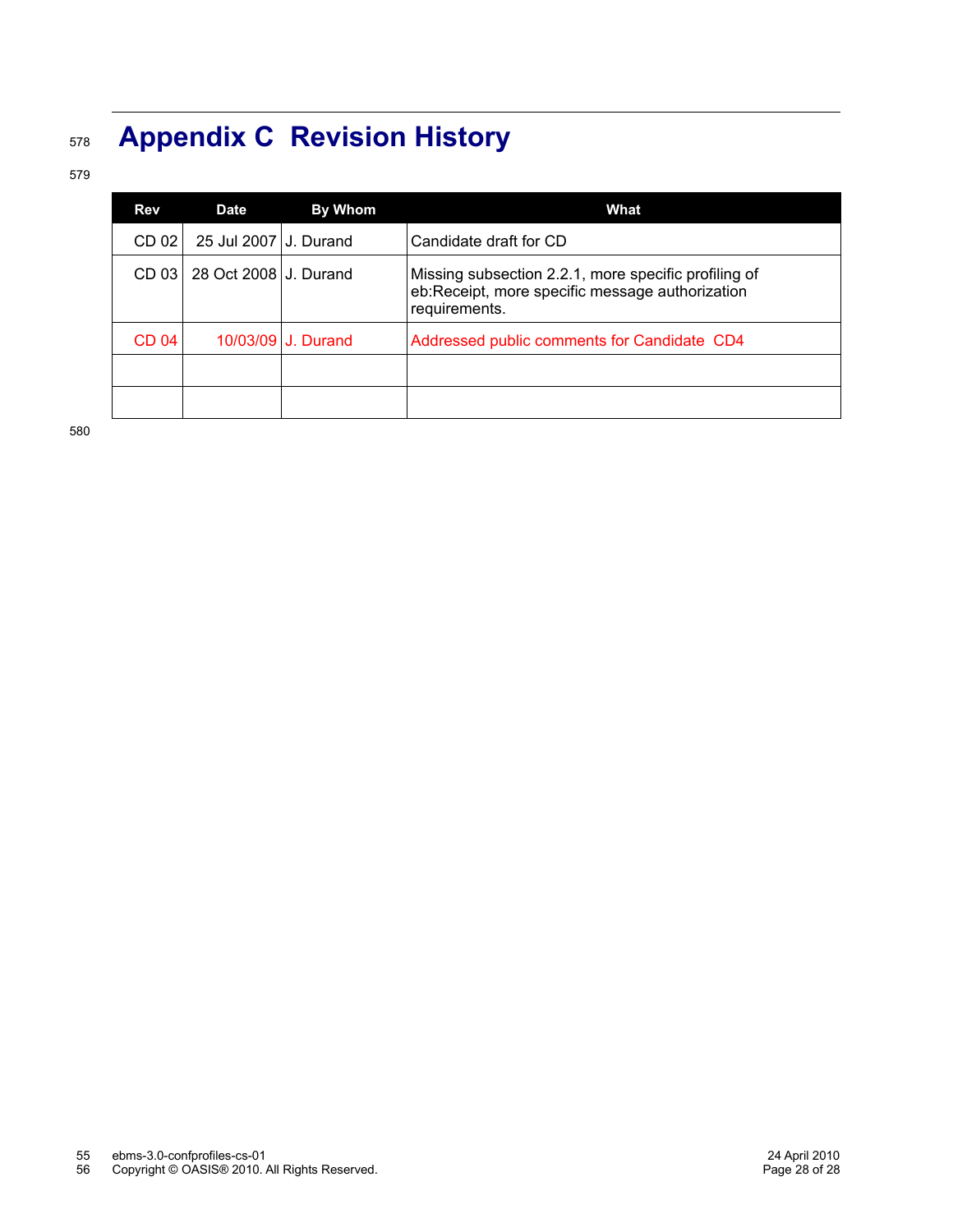# Appendix C  Revision History

| Rev | Date | By Whom | What |
|---|---|---|---|
| CD 02 | 25 Jul 2007 | J. Durand | Candidate draft for CD |
| CD 03 | 28 Oct 2008 | J. Durand | Missing subsection 2.2.1, more specific profiling of eb:Receipt, more specific message authorization requirements. |
| CD 04 | 10/03/09 | J. Durand | Addressed public comments for Candidate  CD4 |
| | | | |
| | | | |